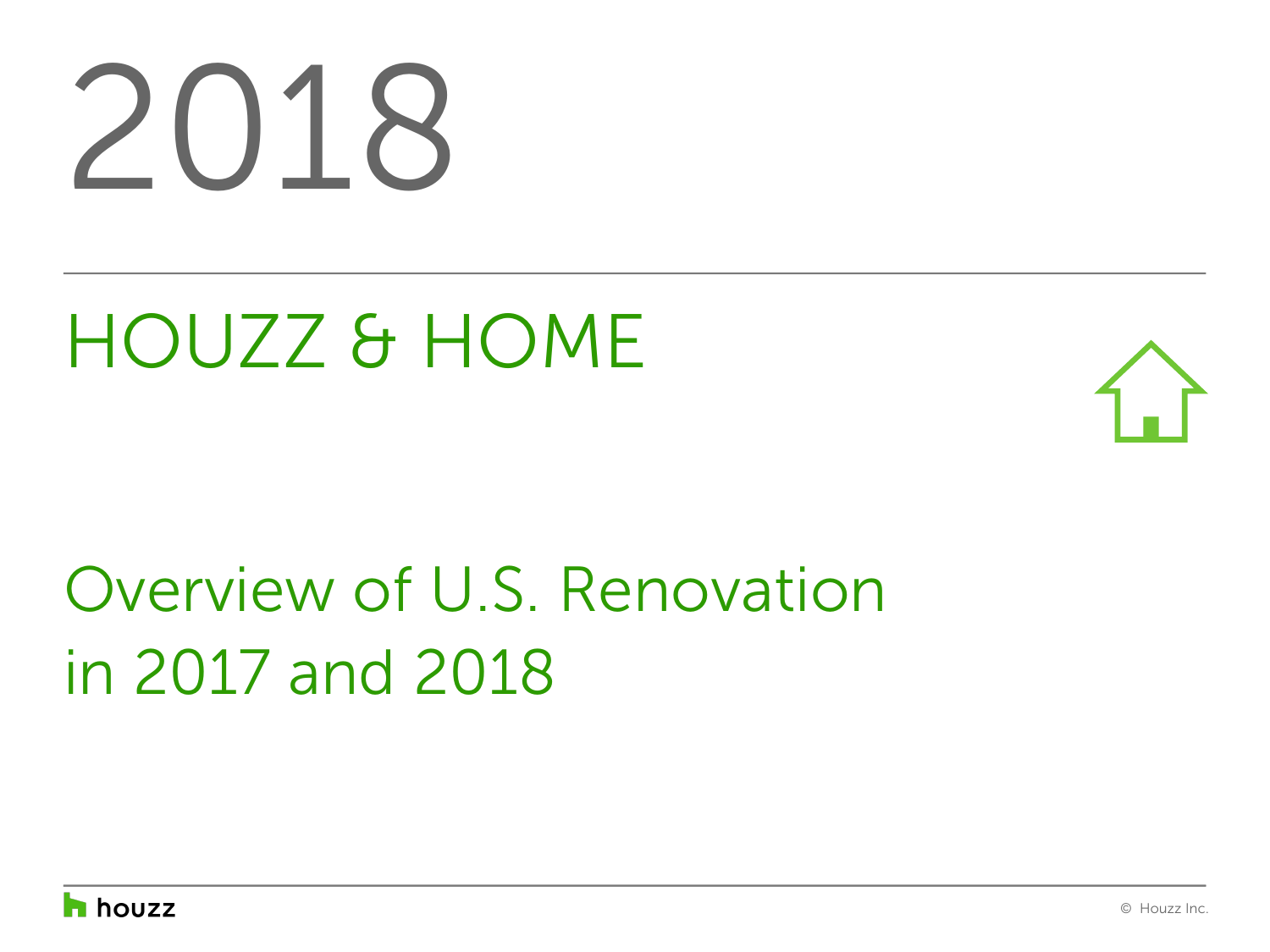# 2018

## HOUZZ & HOME

## Overview of U.S. Renovation in 2017 and 2018

houzz

© Houzz Inc.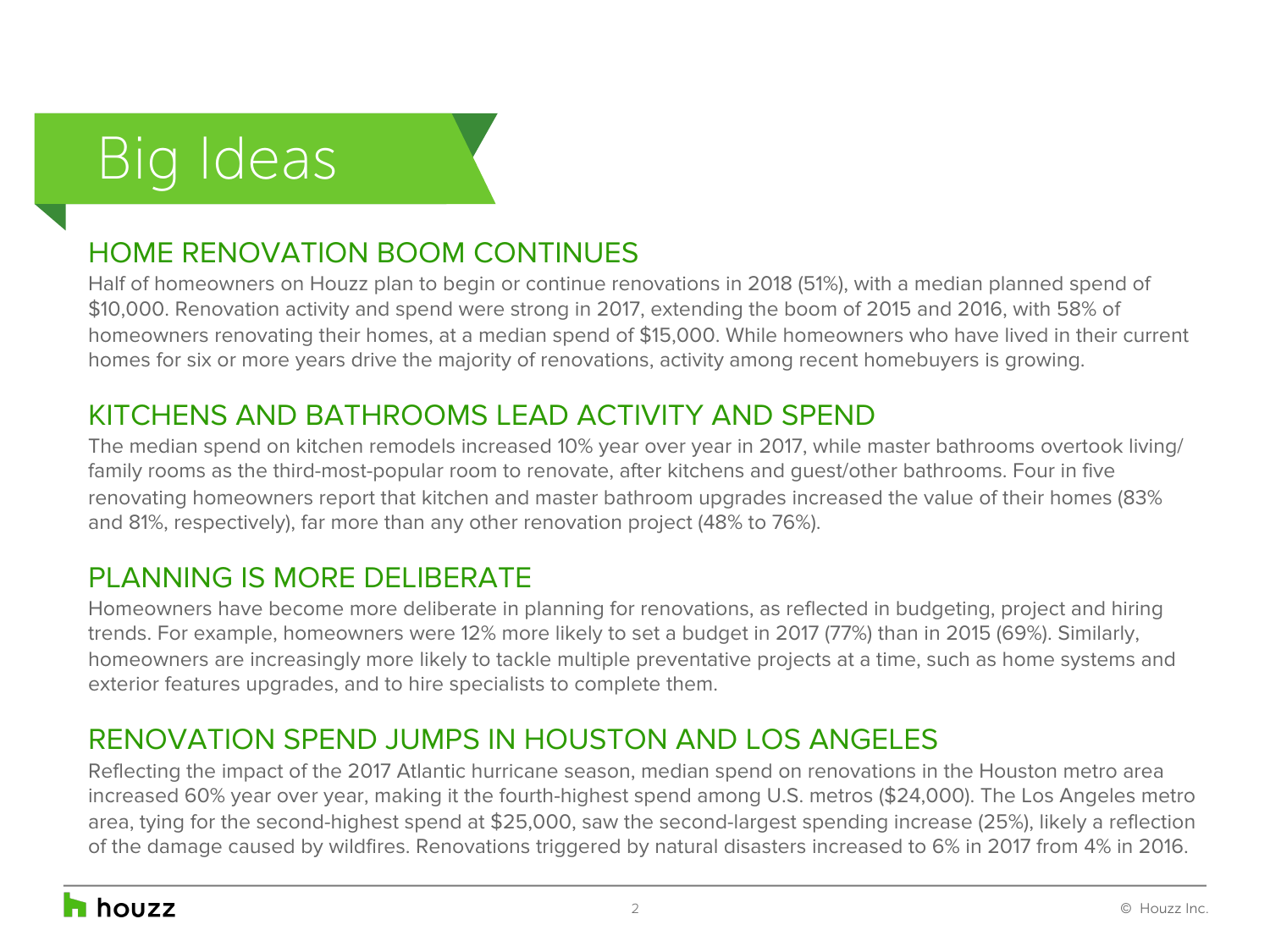# Big Ideas

## HOME RENOVATION BOOM CONTINUES

Half of homeowners on Houzz plan to begin or continue renovations in 2018 (51%), with a median planned spend of $10,000. Renovation activity and spend were strong in 2017, extending the boom of 2015 and 2016, with 58% of homeowners renovating their homes, at a median spend of $15,000. While homeowners who have lived in their current homes for six or more years drive the majority of renovations, activity among recent homebuyers is growing.

## KITCHENS AND BATHROOMS LEAD ACTIVITY AND SPEND

The median spend on kitchen remodels increased 10% year over year in 2017, while master bathrooms overtook living/family rooms as the third-most-popular room to renovate, after kitchens and guest/other bathrooms. Four in five renovating homeowners report that kitchen and master bathroom upgrades increased the value of their homes (83% and 81%, respectively), far more than any other renovation project (48% to 76%).

## PLANNING IS MORE DELIBERATE

Homeowners have become more deliberate in planning for renovations, as reflected in budgeting, project and hiring trends. For example, homeowners were 12% more likely to set a budget in 2017 (77%) than in 2015 (69%). Similarly, homeowners are increasingly more likely to tackle multiple preventative projects at a time, such as home systems and exterior features upgrades, and to hire specialists to complete them.

## RENOVATION SPEND JUMPS IN HOUSTON AND LOS ANGELES

Reflecting the impact of the 2017 Atlantic hurricane season, median spend on renovations in the Houston metro area increased 60% year over year, making it the fourth-highest spend among U.S. metros ($24,000). The Los Angeles metro area, tying for the second-highest spend at $25,000, saw the second-largest spending increase (25%), likely a reflection of the damage caused by wildfires. Renovations triggered by natural disasters increased to 6% in 2017 from 4% in 2016.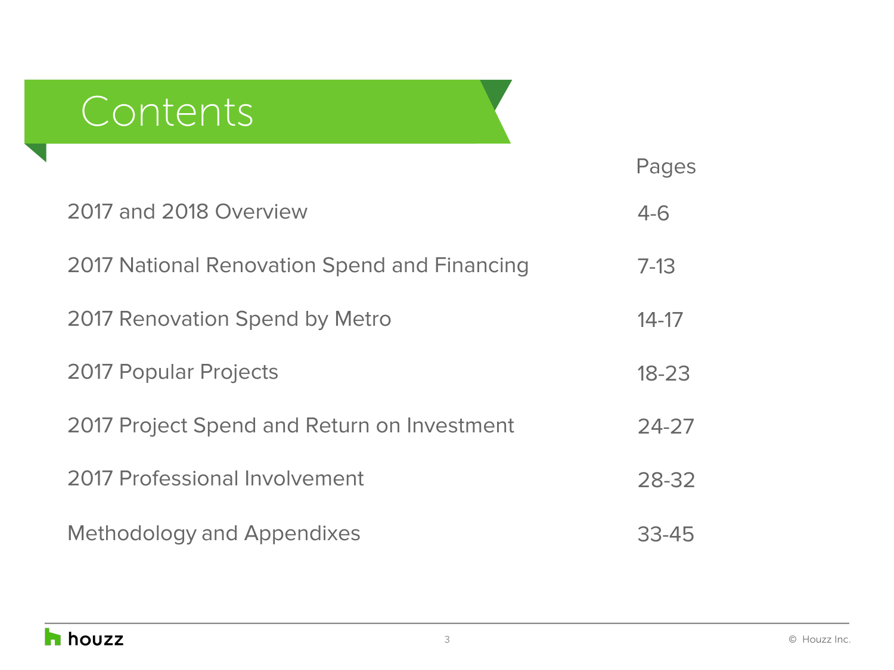# Contents

| | Pages |
|---|---|
| 2017 and 2018 Overview | 4-6 |
| 2017 National Renovation Spend and Financing | 7-13 |
| 2017 Renovation Spend by Metro | 14-17 |
| 2017 Popular Projects | 18-23 |
| 2017 Project Spend and Return on Investment | 24-27 |
| 2017 Professional Involvement | 28-32 |
| Methodology and Appendixes | 33-45 |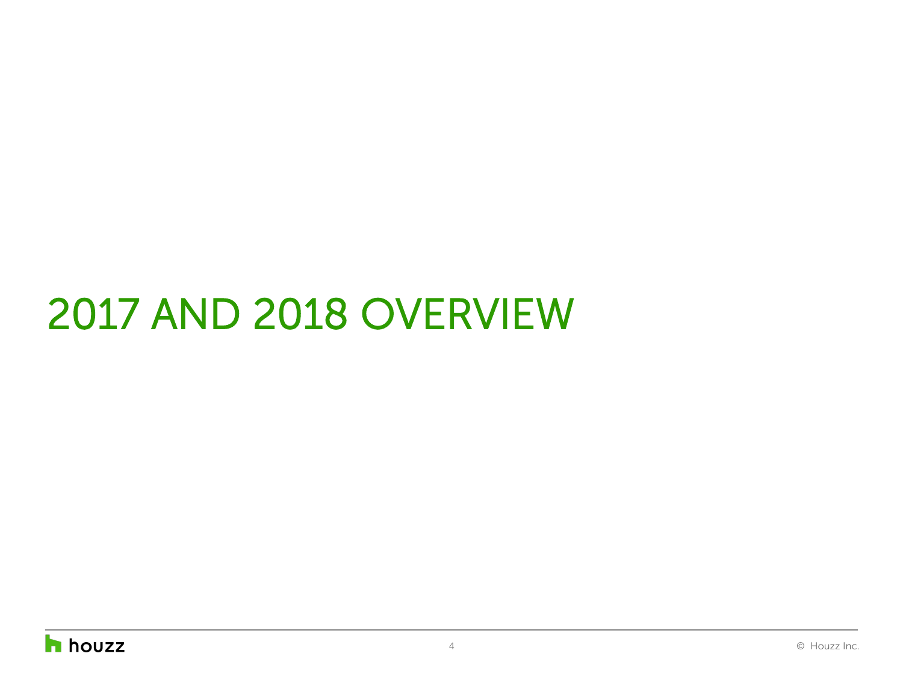# 2017 AND 2018 OVERVIEW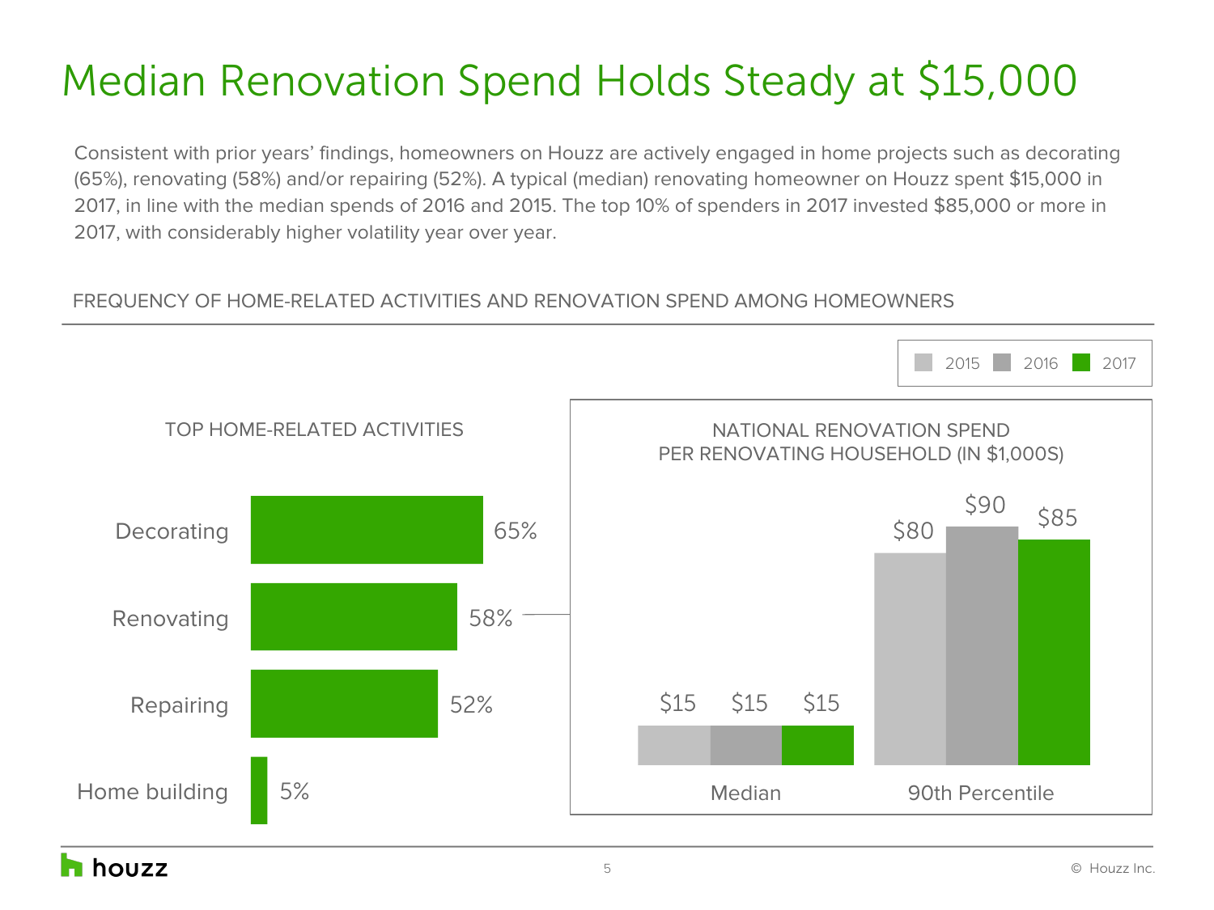# Median Renovation Spend Holds Steady at $15,000

Consistent with prior years' findings, homeowners on Houzz are actively engaged in home projects such as decorating (65%), renovating (58%) and/or repairing (52%). A typical (median) renovating homeowner on Houzz spent $15,000 in 2017, in line with the median spends of 2016 and 2015. The top 10% of spenders in 2017 invested $85,000 or more in 2017, with considerably higher volatility year over year.

FREQUENCY OF HOME-RELATED ACTIVITIES AND RENOVATION SPEND AMONG HOMEOWNERS

**TOP HOME-RELATED ACTIVITIES**

| Activity | 2017 |
|---|---|
| Decorating | 65% |
| Renovating | 58% |
| Repairing | 52% |
| Home building | 5% |

**NATIONAL RENOVATION SPEND PER RENOVATING HOUSEHOLD (IN $1,000S)**

| | 2015 | 2016 | 2017 |
|---|---|---|---|
| Median | $15 | $15 | $15 |
| 90th Percentile | $80 | $90 | $85 |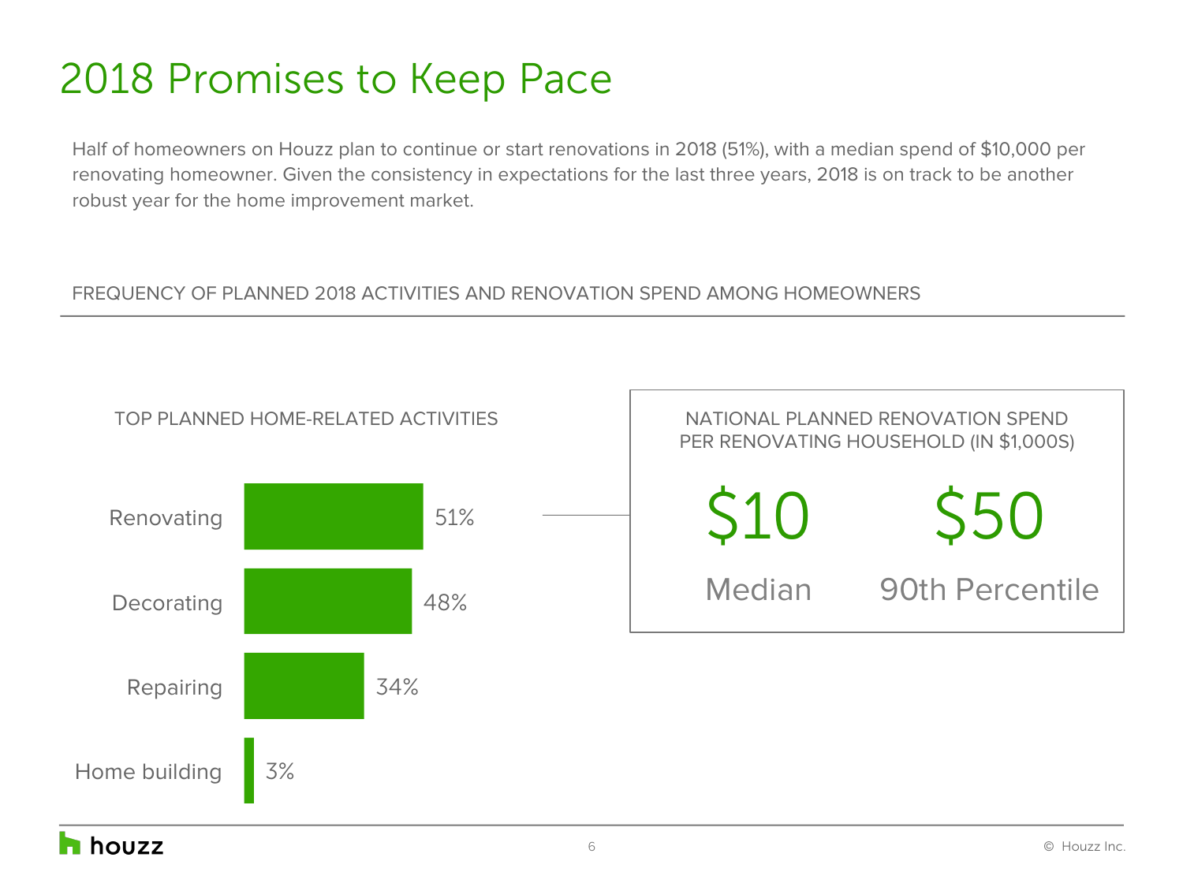# 2018 Promises to Keep Pace

Half of homeowners on Houzz plan to continue or start renovations in 2018 (51%), with a median spend of $10,000 per renovating homeowner. Given the consistency in expectations for the last three years, 2018 is on track to be another robust year for the home improvement market.

FREQUENCY OF PLANNED 2018 ACTIVITIES AND RENOVATION SPEND AMONG HOMEOWNERS

TOP PLANNED HOME-RELATED ACTIVITIES

| Activity | Share |
| --- | --- |
| Renovating | 51% |
| Decorating | 48% |
| Repairing | 34% |
| Home building | 3% |

NATIONAL PLANNED RENOVATION SPEND PER RENOVATING HOUSEHOLD (IN $1,000S)

| Median | 90th Percentile |
| --- | --- |
| $10 | $50 |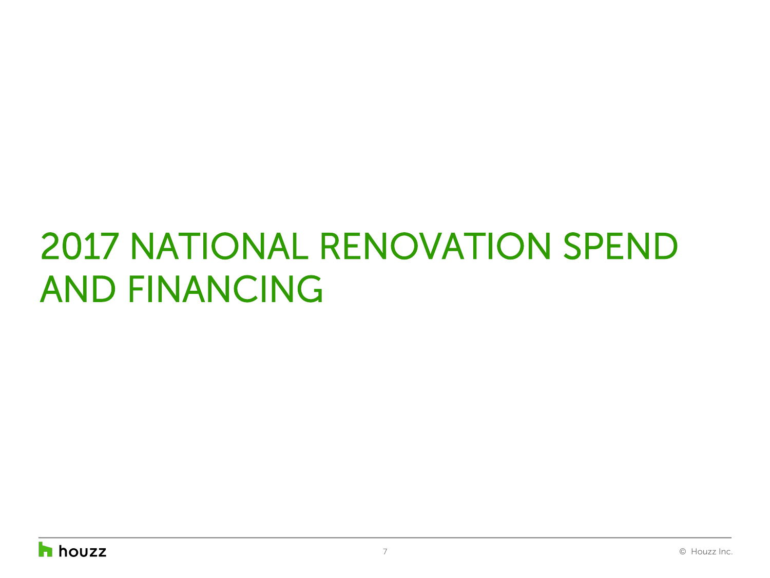# 2017 NATIONAL RENOVATION SPEND AND FINANCING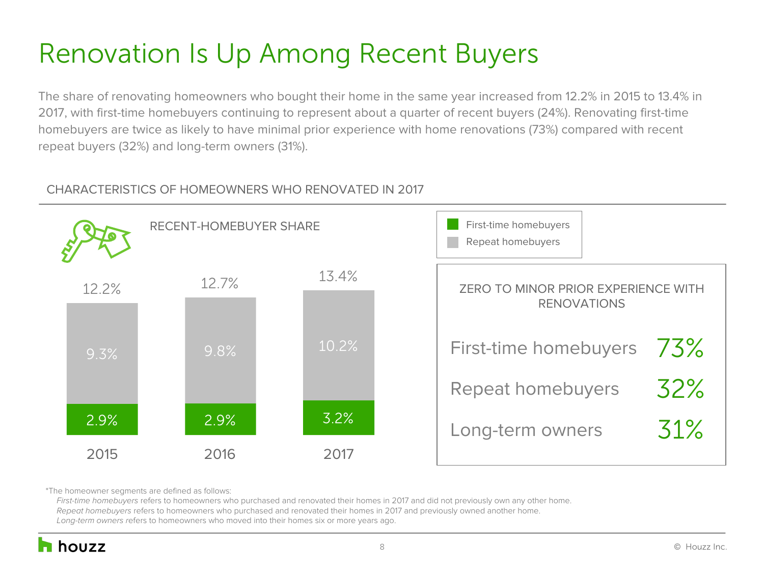# Renovation Is Up Among Recent Buyers

The share of renovating homeowners who bought their home in the same year increased from 12.2% in 2015 to 13.4% in 2017, with first-time homebuyers continuing to represent about a quarter of recent buyers (24%). Renovating first-time homebuyers are twice as likely to have minimal prior experience with home renovations (73%) compared with recent repeat buyers (32%) and long-term owners (31%).

## CHARACTERISTICS OF HOMEOWNERS WHO RENOVATED IN 2017

### RECENT-HOMEBUYER SHARE

| | 2015 | 2016 | 2017 |
|---|---|---|---|
| Total | 12.2% | 12.7% | 13.4% |
| Repeat homebuyers | 9.3% | 9.8% | 10.2% |
| First-time homebuyers | 2.9% | 2.9% | 3.2% |

### ZERO TO MINOR PRIOR EXPERIENCE WITH RENOVATIONS

| | |
|---|---|
| First-time homebuyers | 73% |
| Repeat homebuyers | 32% |
| Long-term owners | 31% |

*The homeowner segments are defined as follows:

*First-time homebuyers* refers to homeowners who purchased and renovated their homes in 2017 and did not previously own any other home.

*Repeat homebuyers* refers to homeowners who purchased and renovated their homes in 2017 and previously owned another home.

*Long-term owners* refers to homeowners who moved into their homes six or more years ago.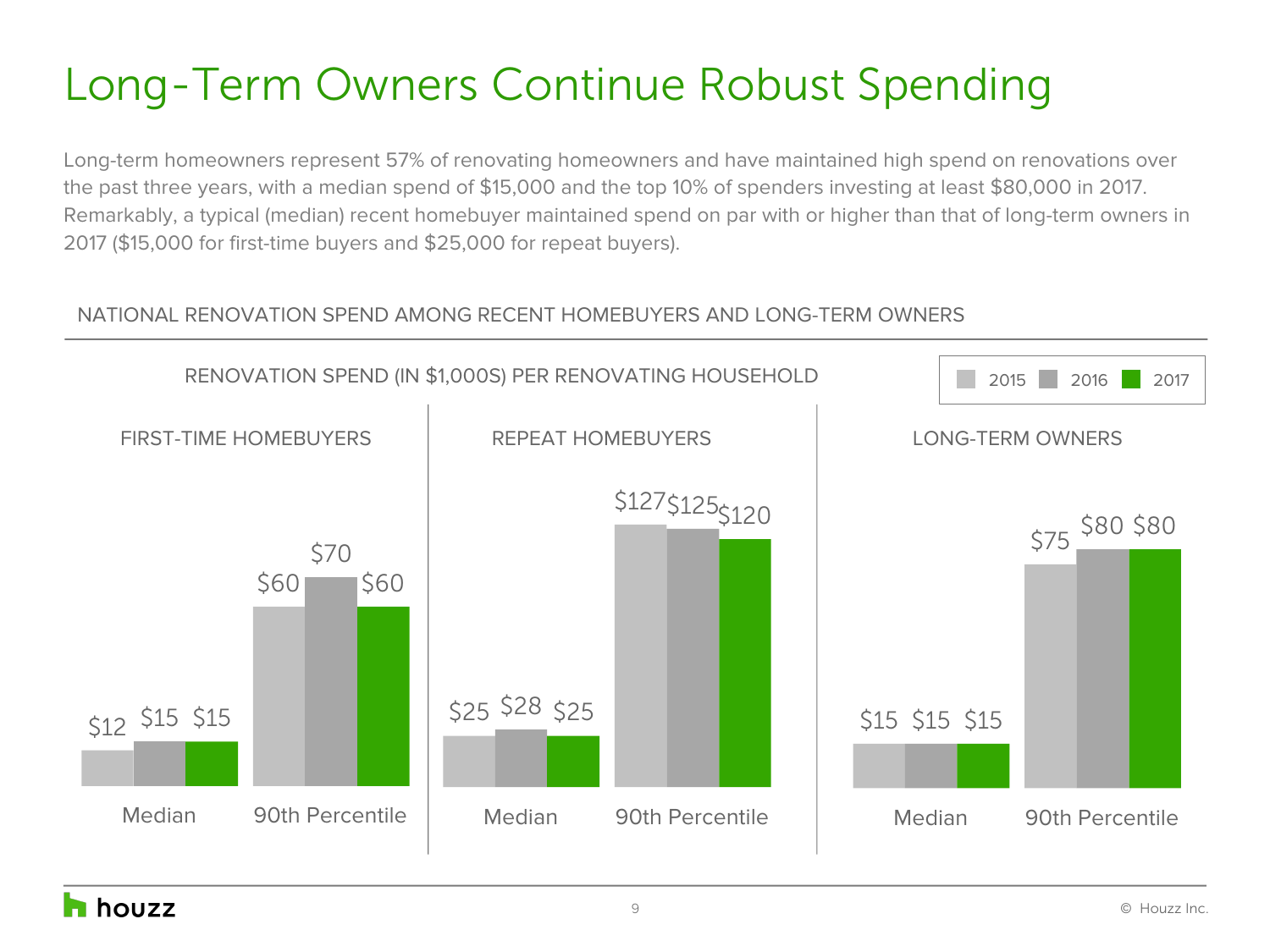# Long-Term Owners Continue Robust Spending

Long-term homeowners represent 57% of renovating homeowners and have maintained high spend on renovations over the past three years, with a median spend of $15,000 and the top 10% of spenders investing at least $80,000 in 2017. Remarkably, a typical (median) recent homebuyer maintained spend on par with or higher than that of long-term owners in 2017 ($15,000 for first-time buyers and $25,000 for repeat buyers).

## NATIONAL RENOVATION SPEND AMONG RECENT HOMEBUYERS AND LONG-TERM OWNERS

RENOVATION SPEND (IN $1,000S) PER RENOVATING HOUSEHOLD

| | | 2015 | 2016 | 2017 |
|---|---|---|---|---|
| FIRST-TIME HOMEBUYERS | Median | $12 | $15 | $15 |
| | 90th Percentile | $60 | $70 | $60 |
| REPEAT HOMEBUYERS | Median | $25 | $28 | $25 |
| | 90th Percentile | $127 | $125 | $120 |
| LONG-TERM OWNERS | Median | $15 | $15 | $15 |
| | 90th Percentile | $75 | $80 | $80 |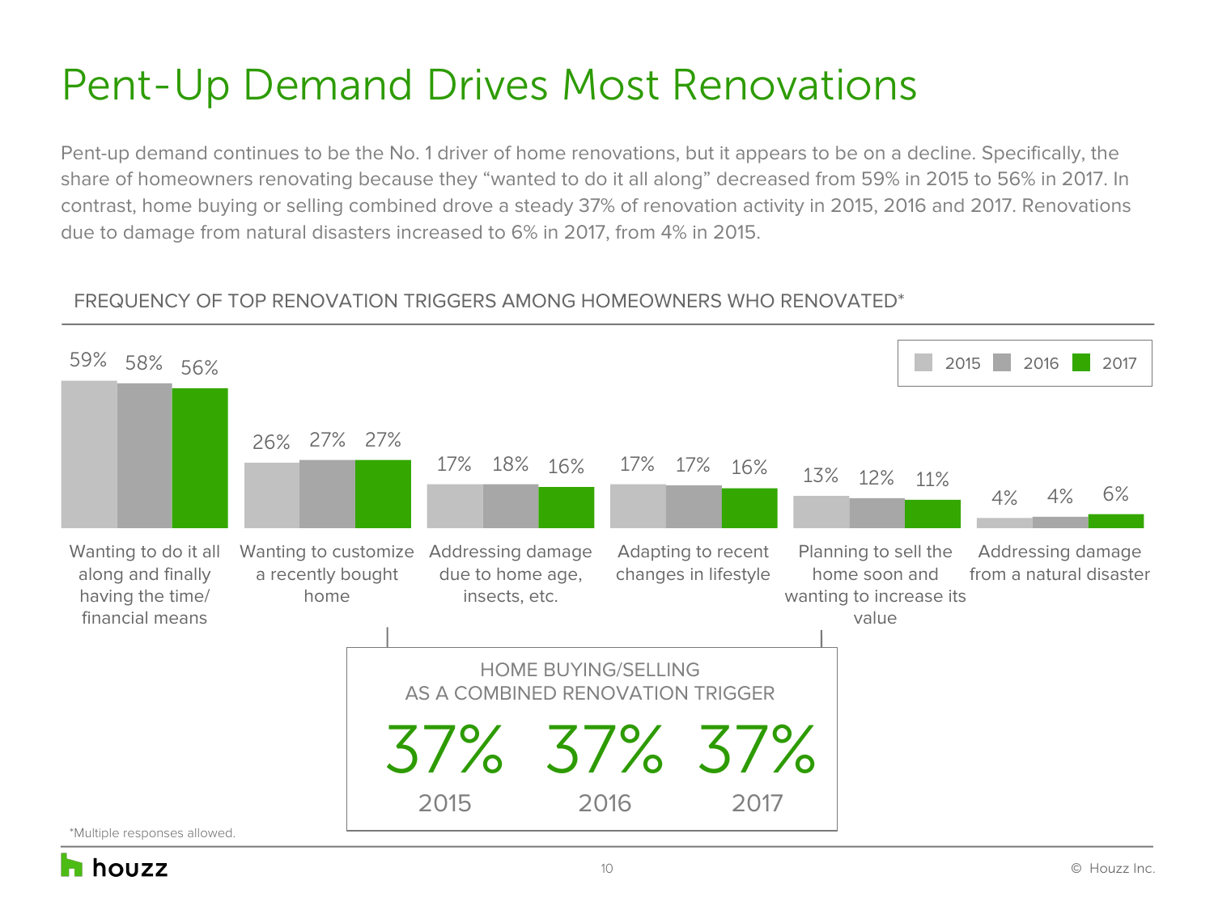# Pent-Up Demand Drives Most Renovations

Pent-up demand continues to be the No. 1 driver of home renovations, but it appears to be on a decline. Specifically, the share of homeowners renovating because they "wanted to do it all along" decreased from 59% in 2015 to 56% in 2017. In contrast, home buying or selling combined drove a steady 37% of renovation activity in 2015, 2016 and 2017. Renovations due to damage from natural disasters increased to 6% in 2017, from 4% in 2015.

## FREQUENCY OF TOP RENOVATION TRIGGERS AMONG HOMEOWNERS WHO RENOVATED*

| Trigger | 2015 | 2016 | 2017 |
|---|---|---|---|
| Wanting to do it all along and finally having the time/ financial means | 59% | 58% | 56% |
| Wanting to customize a recently bought home | 26% | 27% | 27% |
| Addressing damage due to home age, insects, etc. | 17% | 18% | 16% |
| Adapting to recent changes in lifestyle | 17% | 17% | 16% |
| Planning to sell the home soon and wanting to increase its value | 13% | 12% | 11% |
| Addressing damage from a natural disaster | 4% | 4% | 6% |

### HOME BUYING/SELLING AS A COMBINED RENOVATION TRIGGER

| 2015 | 2016 | 2017 |
|---|---|---|
| 37% | 37% | 37% |

*Multiple responses allowed.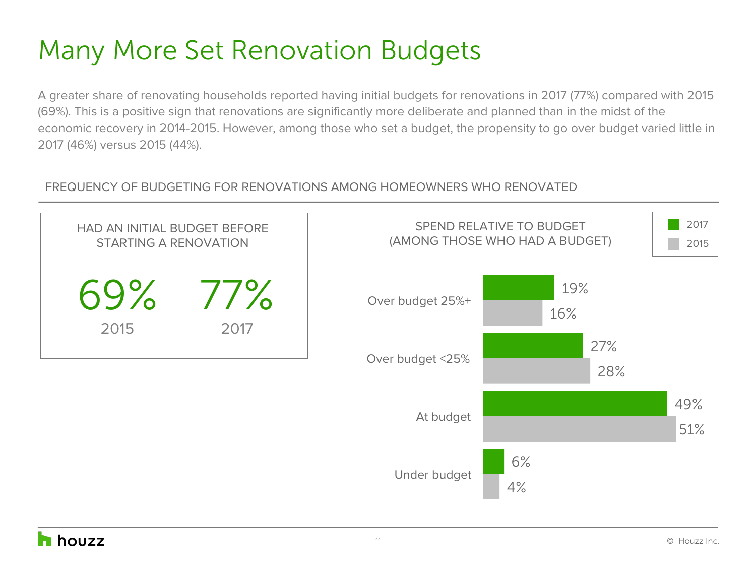# Many More Set Renovation Budgets

A greater share of renovating households reported having initial budgets for renovations in 2017 (77%) compared with 2015 (69%). This is a positive sign that renovations are significantly more deliberate and planned than in the midst of the economic recovery in 2014-2015. However, among those who set a budget, the propensity to go over budget varied little in 2017 (46%) versus 2015 (44%).

## FREQUENCY OF BUDGETING FOR RENOVATIONS AMONG HOMEOWNERS WHO RENOVATED

### HAD AN INITIAL BUDGET BEFORE STARTING A RENOVATION

| 2015 | 2017 |
| --- | --- |
| 69% | 77% |

### SPEND RELATIVE TO BUDGET (AMONG THOSE WHO HAD A BUDGET)

| | 2017 | 2015 |
| --- | --- | --- |
| Over budget 25%+ | 19% | 16% |
| Over budget <25% | 27% | 28% |
| At budget | 49% | 51% |
| Under budget | 6% | 4% |

houzz

© Houzz Inc.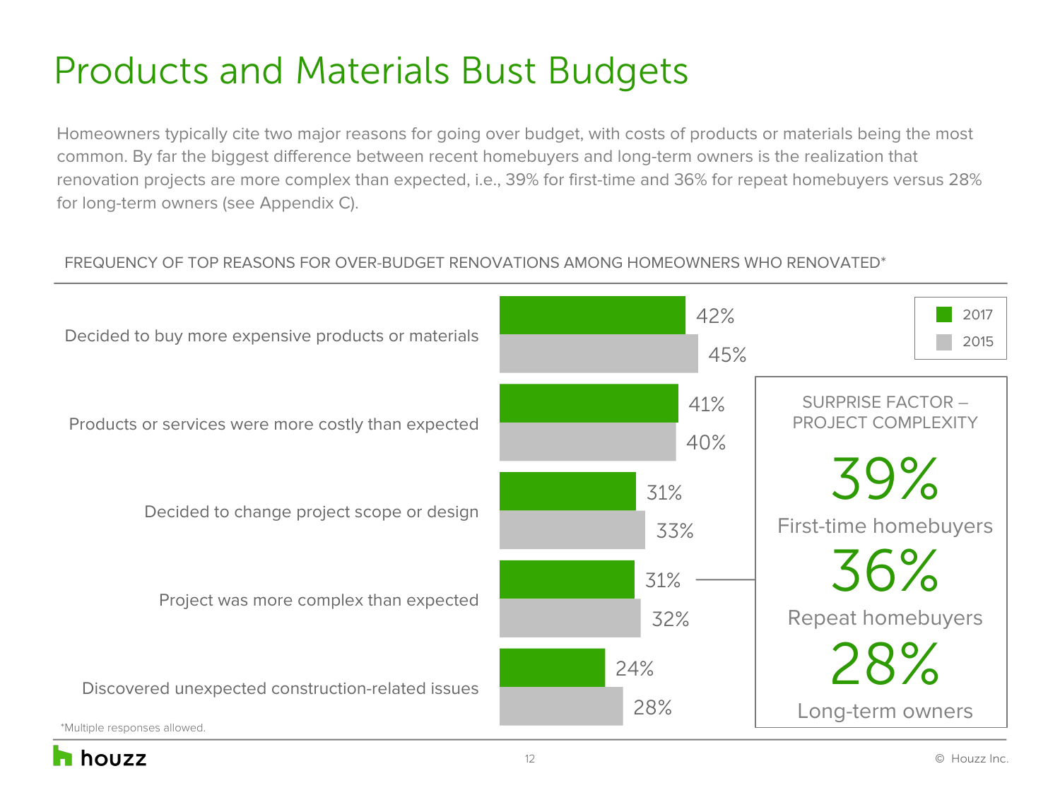# Products and Materials Bust Budgets

Homeowners typically cite two major reasons for going over budget, with costs of products or materials being the most common. By far the biggest difference between recent homebuyers and long-term owners is the realization that renovation projects are more complex than expected, i.e., 39% for first-time and 36% for repeat homebuyers versus 28% for long-term owners (see Appendix C).

FREQUENCY OF TOP REASONS FOR OVER-BUDGET RENOVATIONS AMONG HOMEOWNERS WHO RENOVATED*

| Reason | 2017 | 2015 |
| --- | --- | --- |
| Decided to buy more expensive products or materials | 42% | 45% |
| Products or services were more costly than expected | 41% | 40% |
| Decided to change project scope or design | 31% | 33% |
| Project was more complex than expected | 31% | 32% |
| Discovered unexpected construction-related issues | 24% | 28% |

SURPRISE FACTOR – PROJECT COMPLEXITY

| Group | Share |
| --- | --- |
| First-time homebuyers | 39% |
| Repeat homebuyers | 36% |
| Long-term owners | 28% |

*Multiple responses allowed.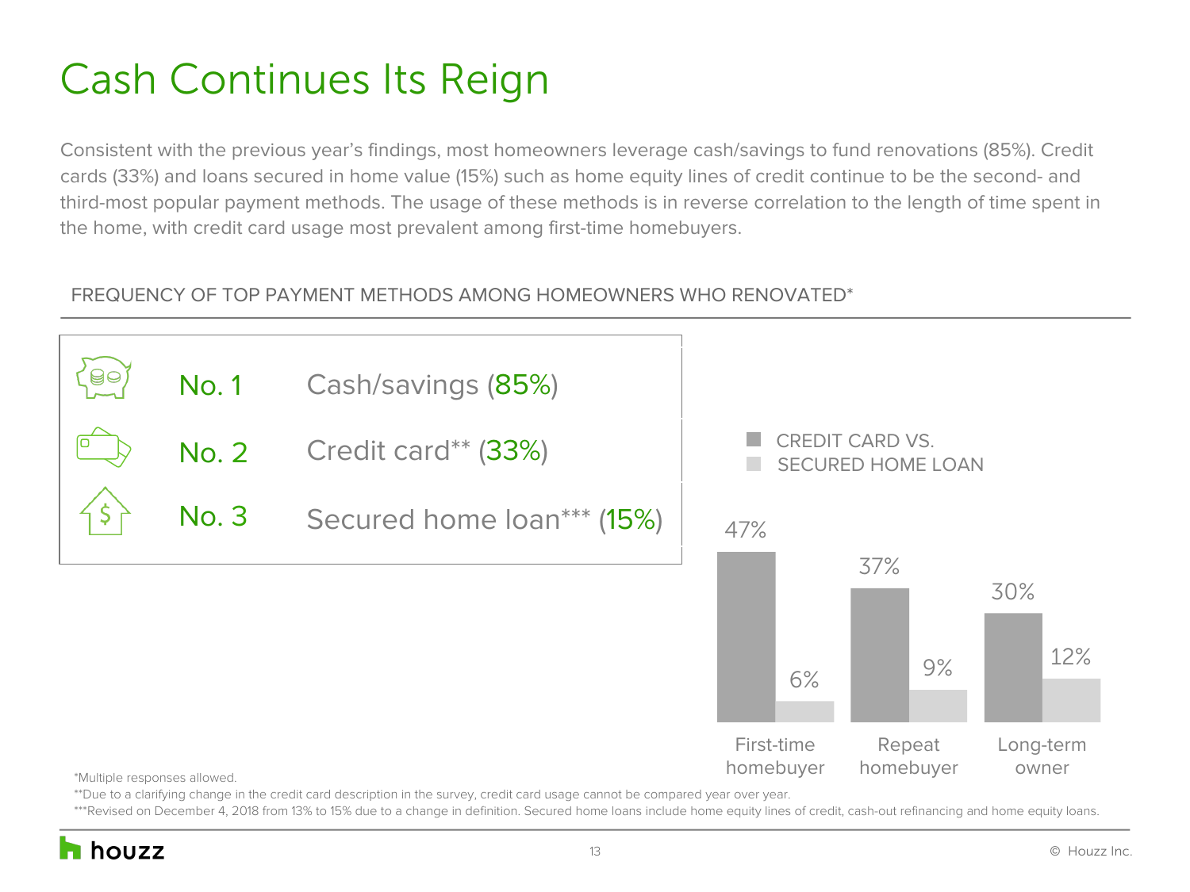# Cash Continues Its Reign

Consistent with the previous year's findings, most homeowners leverage cash/savings to fund renovations (85%). Credit cards (33%) and loans secured in home value (15%) such as home equity lines of credit continue to be the second- and third-most popular payment methods. The usage of these methods is in reverse correlation to the length of time spent in the home, with credit card usage most prevalent among first-time homebuyers.

## FREQUENCY OF TOP PAYMENT METHODS AMONG HOMEOWNERS WHO RENOVATED*

| Rank | Payment method |
|---|---|
| No. 1 | Cash/savings (85%) |
| No. 2 | Credit card** (33%) |
| No. 3 | Secured home loan*** (15%) |

CREDIT CARD VS. SECURED HOME LOAN

| | First-time homebuyer | Repeat homebuyer | Long-term owner |
|---|---|---|---|
| Credit card | 47% | 37% | 30% |
| Secured home loan | 6% | 9% | 12% |

*Multiple responses allowed.

**Due to a clarifying change in the credit card description in the survey, credit card usage cannot be compared year over year.

***Revised on December 4, 2018 from 13% to 15% due to a change in definition. Secured home loans include home equity lines of credit, cash-out refinancing and home equity loans.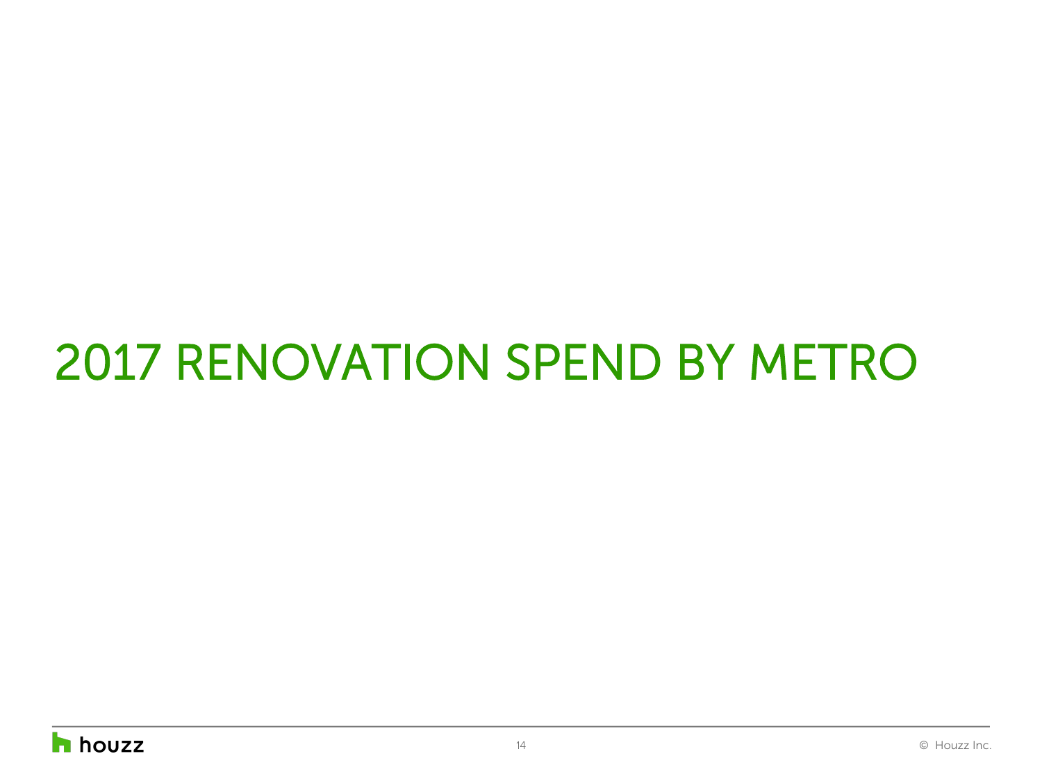# 2017 RENOVATION SPEND BY METRO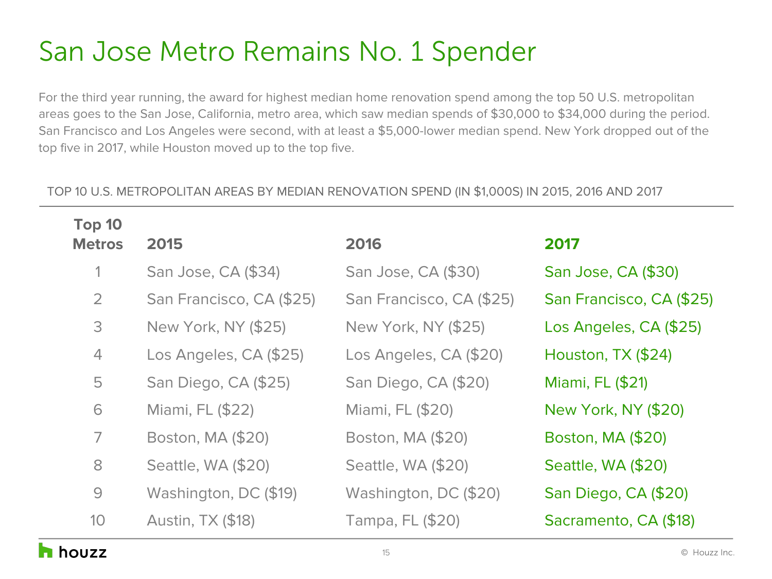# San Jose Metro Remains No. 1 Spender

For the third year running, the award for highest median home renovation spend among the top 50 U.S. metropolitan areas goes to the San Jose, California, metro area, which saw median spends of $30,000 to $34,000 during the period. San Francisco and Los Angeles were second, with at least a $5,000-lower median spend. New York dropped out of the top five in 2017, while Houston moved up to the top five.

TOP 10 U.S. METROPOLITAN AREAS BY MEDIAN RENOVATION SPEND (IN $1,000S) IN 2015, 2016 AND 2017

| Top 10 Metros | 2015 | 2016 | 2017 |
|---|---|---|---|
| 1 | San Jose, CA ($34) | San Jose, CA ($30) | San Jose, CA ($30) |
| 2 | San Francisco, CA ($25) | San Francisco, CA ($25) | San Francisco, CA ($25) |
| 3 | New York, NY ($25) | New York, NY ($25) | Los Angeles, CA ($25) |
| 4 | Los Angeles, CA ($25) | Los Angeles, CA ($20) | Houston, TX ($24) |
| 5 | San Diego, CA ($25) | San Diego, CA ($20) | Miami, FL ($21) |
| 6 | Miami, FL ($22) | Miami, FL ($20) | New York, NY ($20) |
| 7 | Boston, MA ($20) | Boston, MA ($20) | Boston, MA ($20) |
| 8 | Seattle, WA ($20) | Seattle, WA ($20) | Seattle, WA ($20) |
| 9 | Washington, DC ($19) | Washington, DC ($20) | San Diego, CA ($20) |
| 10 | Austin, TX ($18) | Tampa, FL ($20) | Sacramento, CA ($18) |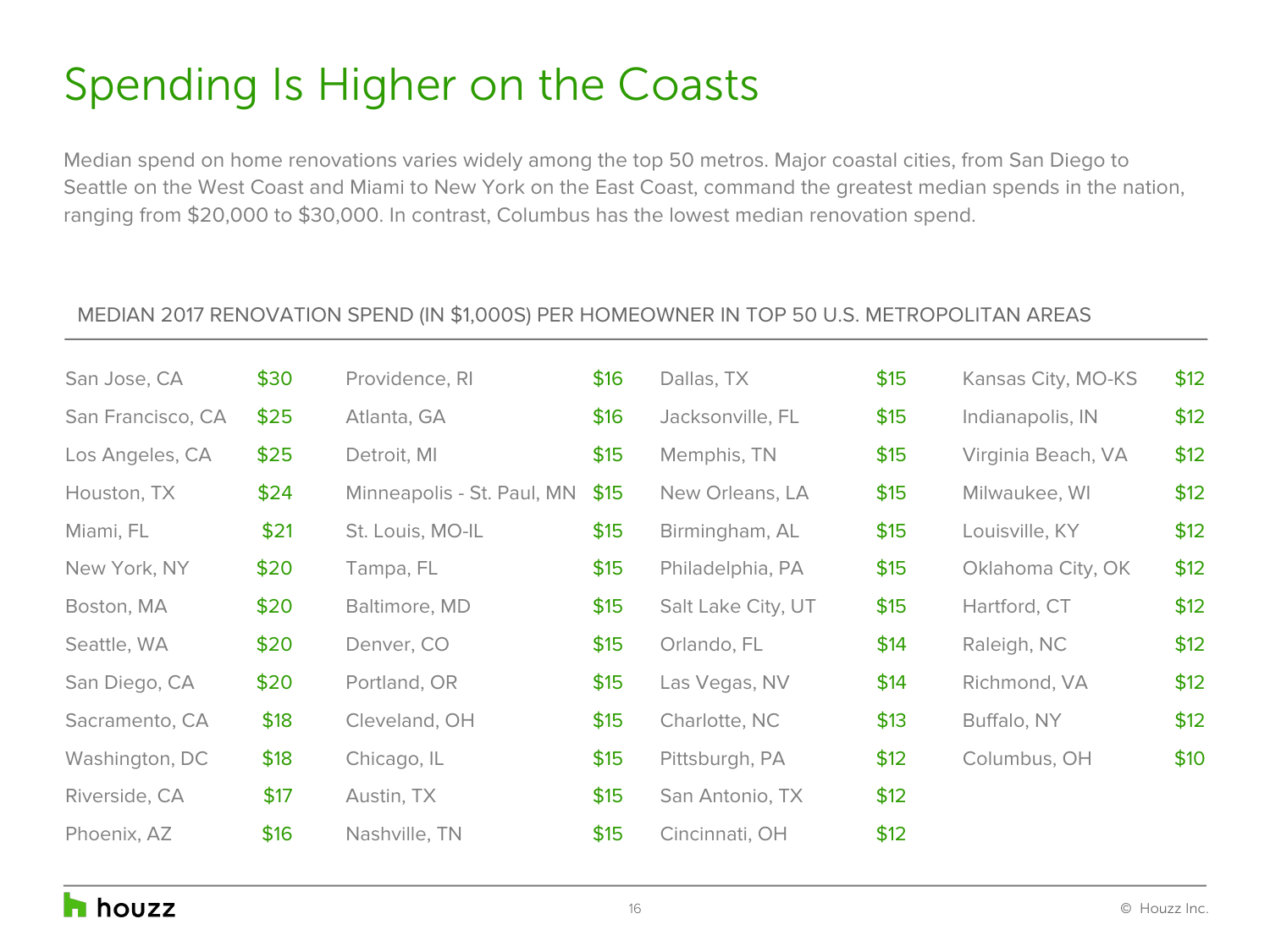# Spending Is Higher on the Coasts

Median spend on home renovations varies widely among the top 50 metros. Major coastal cities, from San Diego to Seattle on the West Coast and Miami to New York on the East Coast, command the greatest median spends in the nation, ranging from $20,000 to $30,000. In contrast, Columbus has the lowest median renovation spend.

MEDIAN 2017 RENOVATION SPEND (IN $1,000S) PER HOMEOWNER IN TOP 50 U.S. METROPOLITAN AREAS

| Metro | Spend | Metro | Spend | Metro | Spend | Metro | Spend |
|---|---|---|---|---|---|---|---|
| San Jose, CA | $30 | Providence, RI | $16 | Dallas, TX | $15 | Kansas City, MO-KS | $12 |
| San Francisco, CA | $25 | Atlanta, GA | $16 | Jacksonville, FL | $15 | Indianapolis, IN | $12 |
| Los Angeles, CA | $25 | Detroit, MI | $15 | Memphis, TN | $15 | Virginia Beach, VA | $12 |
| Houston, TX | $24 | Minneapolis - St. Paul, MN | $15 | New Orleans, LA | $15 | Milwaukee, WI | $12 |
| Miami, FL | $21 | St. Louis, MO-IL | $15 | Birmingham, AL | $15 | Louisville, KY | $12 |
| New York, NY | $20 | Tampa, FL | $15 | Philadelphia, PA | $15 | Oklahoma City, OK | $12 |
| Boston, MA | $20 | Baltimore, MD | $15 | Salt Lake City, UT | $15 | Hartford, CT | $12 |
| Seattle, WA | $20 | Denver, CO | $15 | Orlando, FL | $14 | Raleigh, NC | $12 |
| San Diego, CA | $20 | Portland, OR | $15 | Las Vegas, NV | $14 | Richmond, VA | $12 |
| Sacramento, CA | $18 | Cleveland, OH | $15 | Charlotte, NC | $13 | Buffalo, NY | $12 |
| Washington, DC | $18 | Chicago, IL | $15 | Pittsburgh, PA | $12 | Columbus, OH | $10 |
| Riverside, CA | $17 | Austin, TX | $15 | San Antonio, TX | $12 | | |
| Phoenix, AZ | $16 | Nashville, TN | $15 | Cincinnati, OH | $12 | | |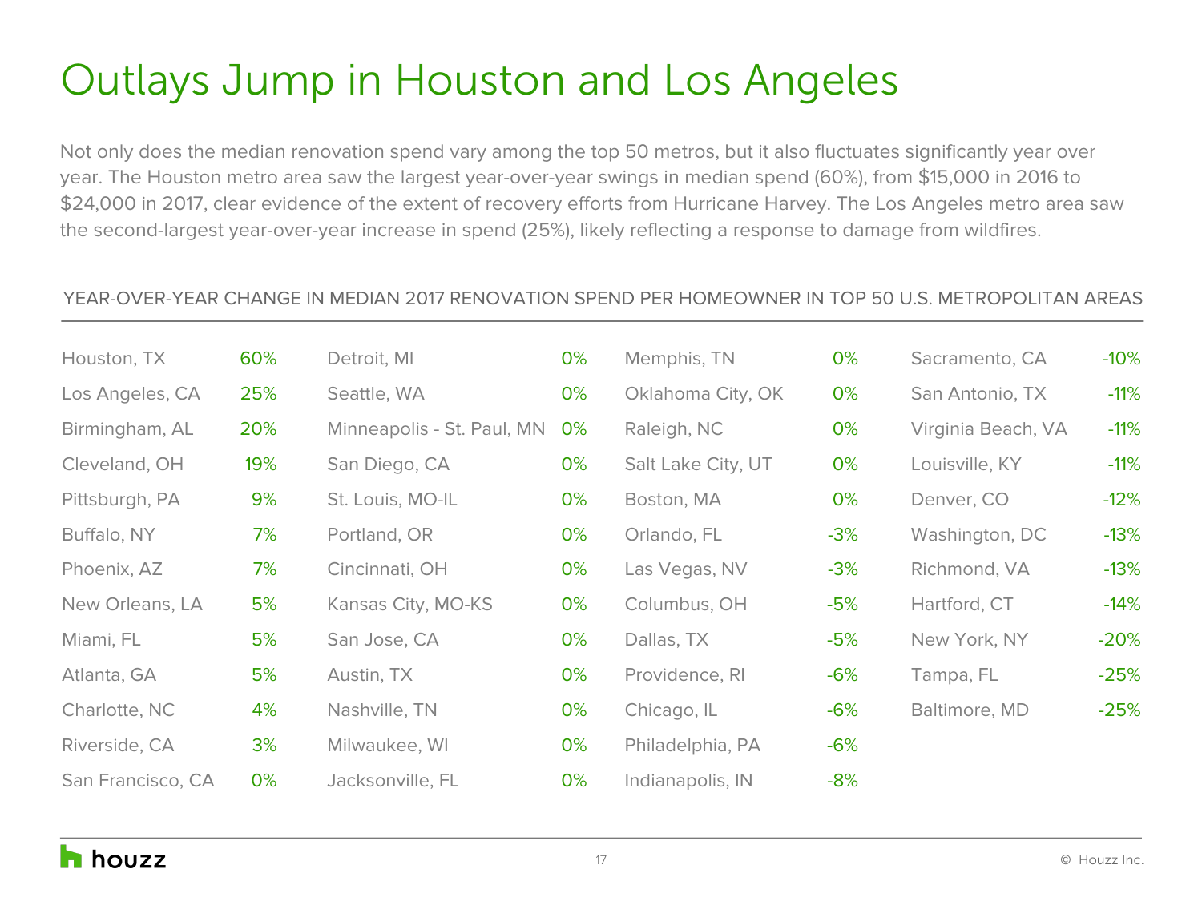# Outlays Jump in Houston and Los Angeles

Not only does the median renovation spend vary among the top 50 metros, but it also fluctuates significantly year over year. The Houston metro area saw the largest year-over-year swings in median spend (60%), from $15,000 in 2016 to $24,000 in 2017, clear evidence of the extent of recovery efforts from Hurricane Harvey. The Los Angeles metro area saw the second-largest year-over-year increase in spend (25%), likely reflecting a response to damage from wildfires.

## YEAR-OVER-YEAR CHANGE IN MEDIAN 2017 RENOVATION SPEND PER HOMEOWNER IN TOP 50 U.S. METROPOLITAN AREAS

| Metro | Change |
|---|---|
| Houston, TX | 60% |
| Los Angeles, CA | 25% |
| Birmingham, AL | 20% |
| Cleveland, OH | 19% |
| Pittsburgh, PA | 9% |
| Buffalo, NY | 7% |
| Phoenix, AZ | 7% |
| New Orleans, LA | 5% |
| Miami, FL | 5% |
| Atlanta, GA | 5% |
| Charlotte, NC | 4% |
| Riverside, CA | 3% |
| San Francisco, CA | 0% |
| Detroit, MI | 0% |
| Seattle, WA | 0% |
| Minneapolis - St. Paul, MN | 0% |
| San Diego, CA | 0% |
| St. Louis, MO-IL | 0% |
| Portland, OR | 0% |
| Cincinnati, OH | 0% |
| Kansas City, MO-KS | 0% |
| San Jose, CA | 0% |
| Austin, TX | 0% |
| Nashville, TN | 0% |
| Milwaukee, WI | 0% |
| Jacksonville, FL | 0% |
| Memphis, TN | 0% |
| Oklahoma City, OK | 0% |
| Raleigh, NC | 0% |
| Salt Lake City, UT | 0% |
| Boston, MA | 0% |
| Orlando, FL | -3% |
| Las Vegas, NV | -3% |
| Columbus, OH | -5% |
| Dallas, TX | -5% |
| Providence, RI | -6% |
| Chicago, IL | -6% |
| Philadelphia, PA | -6% |
| Indianapolis, IN | -8% |
| Sacramento, CA | -10% |
| San Antonio, TX | -11% |
| Virginia Beach, VA | -11% |
| Louisville, KY | -11% |
| Denver, CO | -12% |
| Washington, DC | -13% |
| Richmond, VA | -13% |
| Hartford, CT | -14% |
| New York, NY | -20% |
| Tampa, FL | -25% |
| Baltimore, MD | -25% |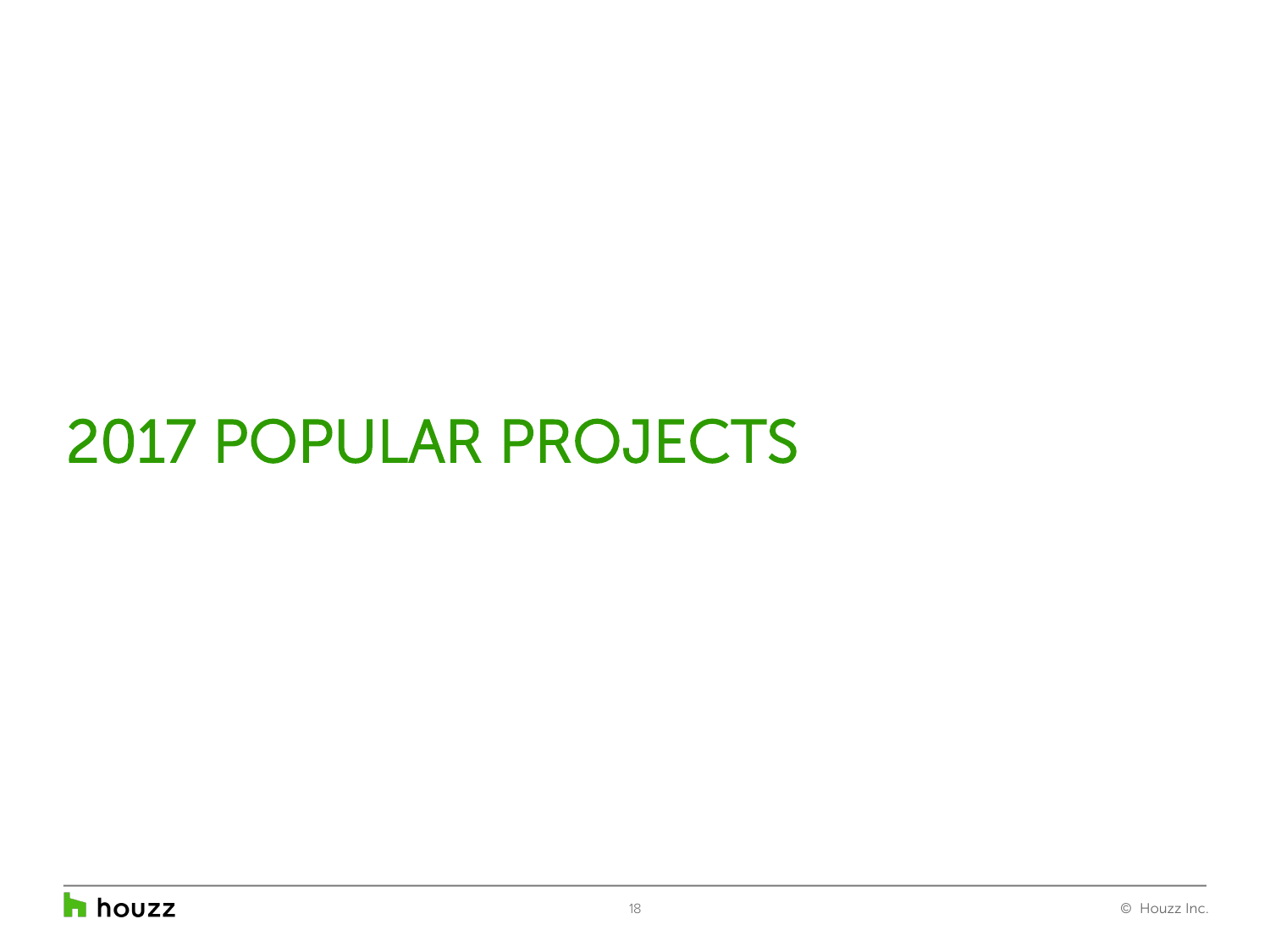# 2017 POPULAR PROJECTS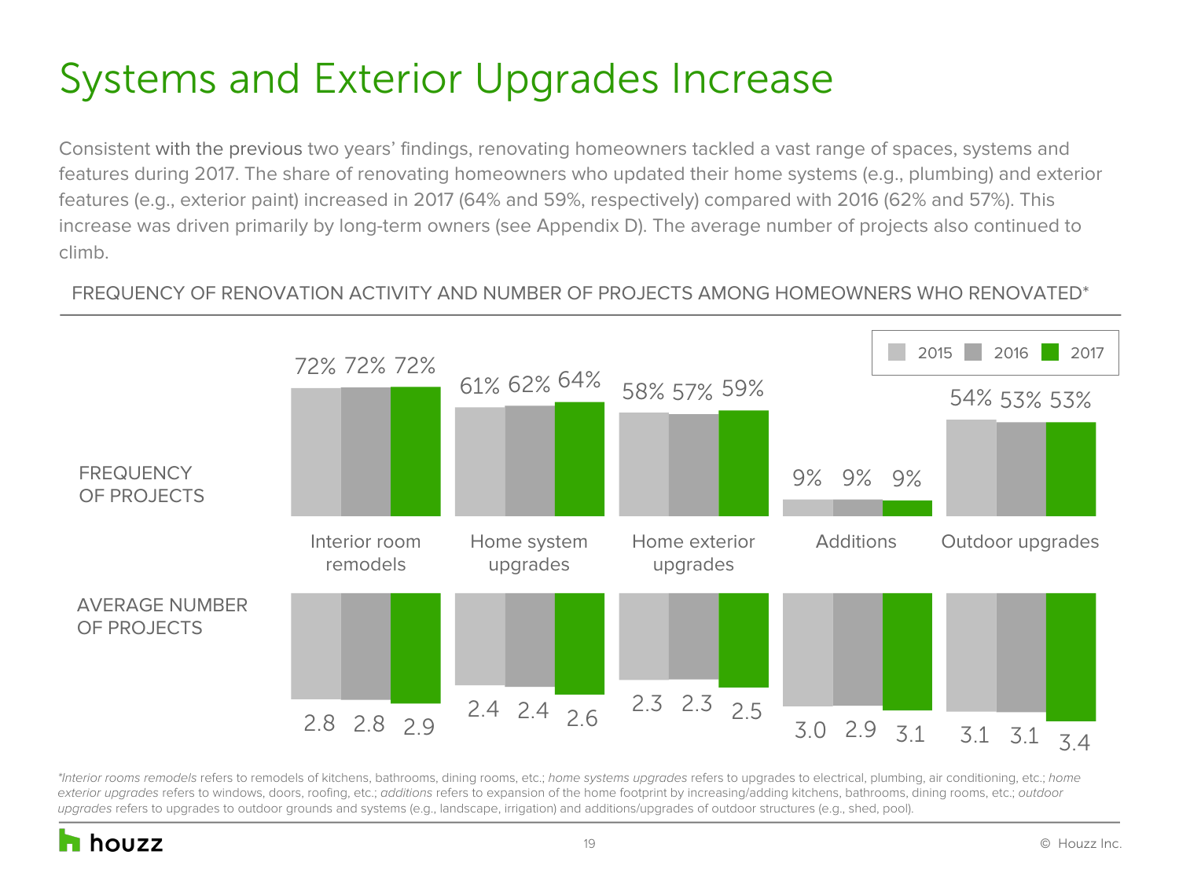# Systems and Exterior Upgrades Increase

Consistent with the previous two years' findings, renovating homeowners tackled a vast range of spaces, systems and features during 2017. The share of renovating homeowners who updated their home systems (e.g., plumbing) and exterior features (e.g., exterior paint) increased in 2017 (64% and 59%, respectively) compared with 2016 (62% and 57%). This increase was driven primarily by long-term owners (see Appendix D). The average number of projects also continued to climb.

FREQUENCY OF RENOVATION ACTIVITY AND NUMBER OF PROJECTS AMONG HOMEOWNERS WHO RENOVATED*

**FREQUENCY OF PROJECTS**

| | 2015 | 2016 | 2017 |
|---|---|---|---|
| Interior room remodels | 72% | 72% | 72% |
| Home system upgrades | 61% | 62% | 64% |
| Home exterior upgrades | 58% | 57% | 59% |
| Additions | 9% | 9% | 9% |
| Outdoor upgrades | 54% | 53% | 53% |

**AVERAGE NUMBER OF PROJECTS**

| | 2015 | 2016 | 2017 |
|---|---|---|---|
| Interior room remodels | 2.8 | 2.8 | 2.9 |
| Home system upgrades | 2.4 | 2.4 | 2.6 |
| Home exterior upgrades | 2.3 | 2.3 | 2.5 |
| Additions | 3.0 | 2.9 | 3.1 |
| Outdoor upgrades | 3.1 | 3.1 | 3.4 |

**Interior rooms remodels* refers to remodels of kitchens, bathrooms, dining rooms, etc.; *home systems upgrades* refers to upgrades to electrical, plumbing, air conditioning, etc.; *home exterior upgrades* refers to windows, doors, roofing, etc.; *additions* refers to expansion of the home footprint by increasing/adding kitchens, bathrooms, dining rooms, etc.; *outdoor upgrades* refers to upgrades to outdoor grounds and systems (e.g., landscape, irrigation) and additions/upgrades of outdoor structures (e.g., shed, pool).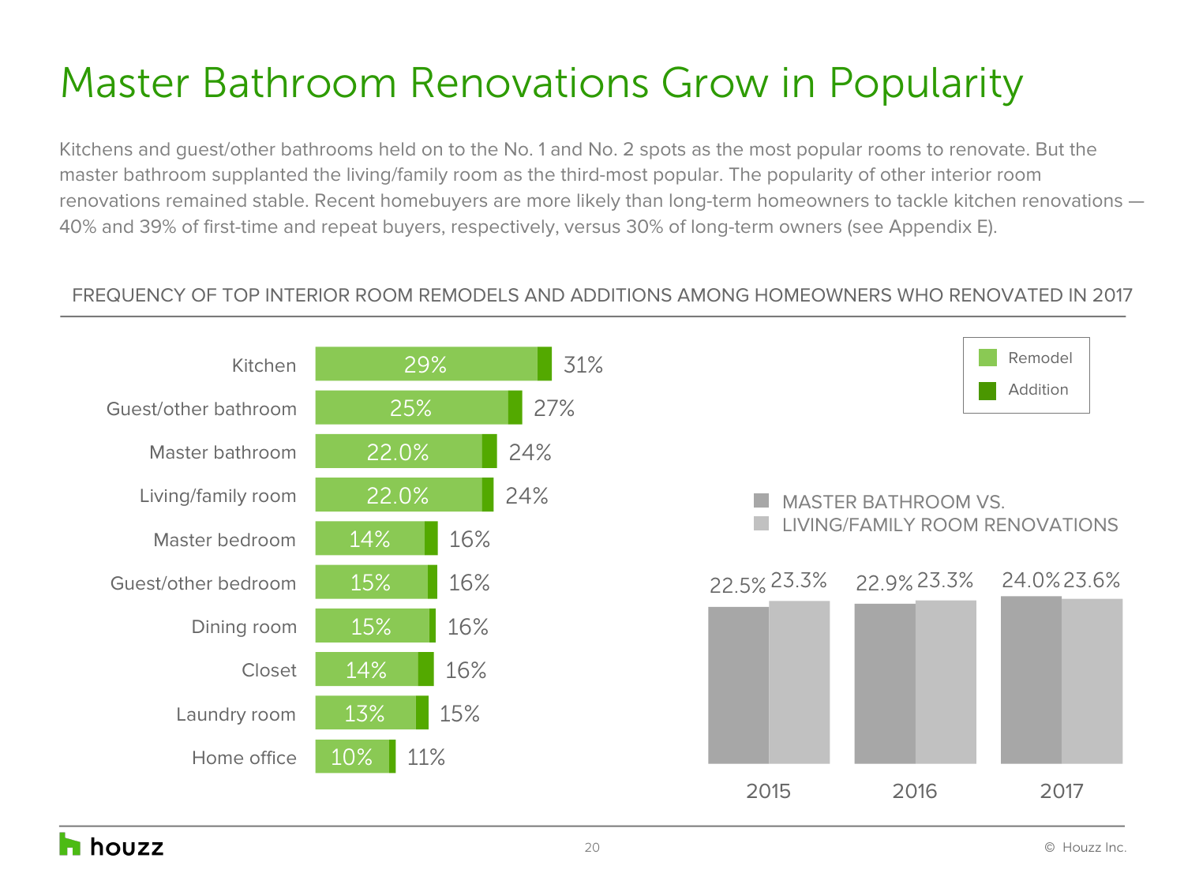# Master Bathroom Renovations Grow in Popularity

Kitchens and guest/other bathrooms held on to the No. 1 and No. 2 spots as the most popular rooms to renovate. But the master bathroom supplanted the living/family room as the third-most popular. The popularity of other interior room renovations remained stable. Recent homebuyers are more likely than long-term homeowners to tackle kitchen renovations — 40% and 39% of first-time and repeat buyers, respectively, versus 30% of long-term owners (see Appendix E).

## FREQUENCY OF TOP INTERIOR ROOM REMODELS AND ADDITIONS AMONG HOMEOWNERS WHO RENOVATED IN 2017

| Room | Remodel | Total (Remodel + Addition) |
|---|---|---|
| Kitchen | 29% | 31% |
| Guest/other bathroom | 25% | 27% |
| Master bathroom | 22.0% | 24% |
| Living/family room | 22.0% | 24% |
| Master bedroom | 14% | 16% |
| Guest/other bedroom | 15% | 16% |
| Dining room | 15% | 16% |
| Closet | 14% | 16% |
| Laundry room | 13% | 15% |
| Home office | 10% | 11% |

### MASTER BATHROOM VS. LIVING/FAMILY ROOM RENOVATIONS

| Year | Master bathroom | Living/family room |
|---|---|---|
| 2015 | 22.5% | 23.3% |
| 2016 | 22.9% | 23.3% |
| 2017 | 24.0% | 23.6% |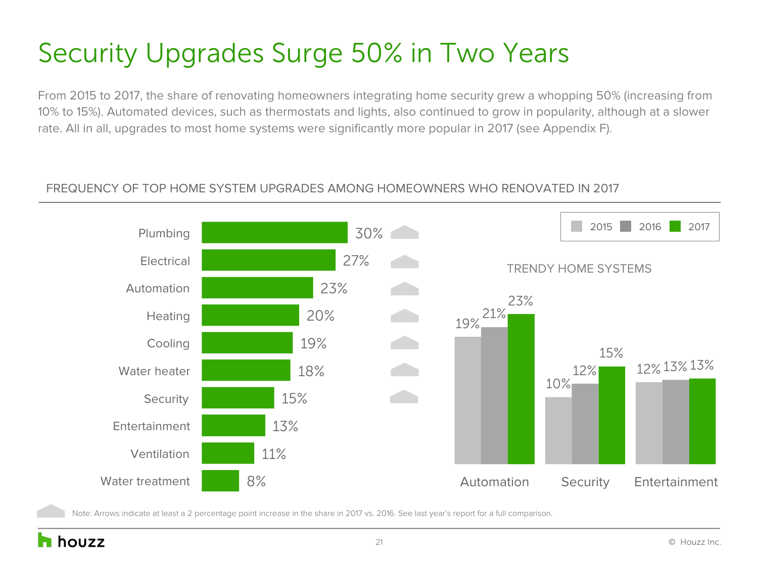# Security Upgrades Surge 50% in Two Years

From 2015 to 2017, the share of renovating homeowners integrating home security grew a whopping 50% (increasing from 10% to 15%). Automated devices, such as thermostats and lights, also continued to grow in popularity, although at a slower rate. All in all, upgrades to most home systems were significantly more popular in 2017 (see Appendix F).

## FREQUENCY OF TOP HOME SYSTEM UPGRADES AMONG HOMEOWNERS WHO RENOVATED IN 2017

| Home System | 2017 | Increase (arrow) |
|---|---|---|
| Plumbing | 30% | ▲ |
| Electrical | 27% | ▲ |
| Automation | 23% | ▲ |
| Heating | 20% | ▲ |
| Cooling | 19% | ▲ |
| Water heater | 18% | ▲ |
| Security | 15% | ▲ |
| Entertainment | 13% | |
| Ventilation | 11% | |
| Water treatment | 8% | |

### TRENDY HOME SYSTEMS

| | 2015 | 2016 | 2017 |
|---|---|---|---|
| Automation | 19% | 21% | 23% |
| Security | 10% | 12% | 15% |
| Entertainment | 12% | 13% | 13% |

Note: Arrows indicate at least a 2 percentage point increase in the share in 2017 vs. 2016. See last year's report for a full comparison.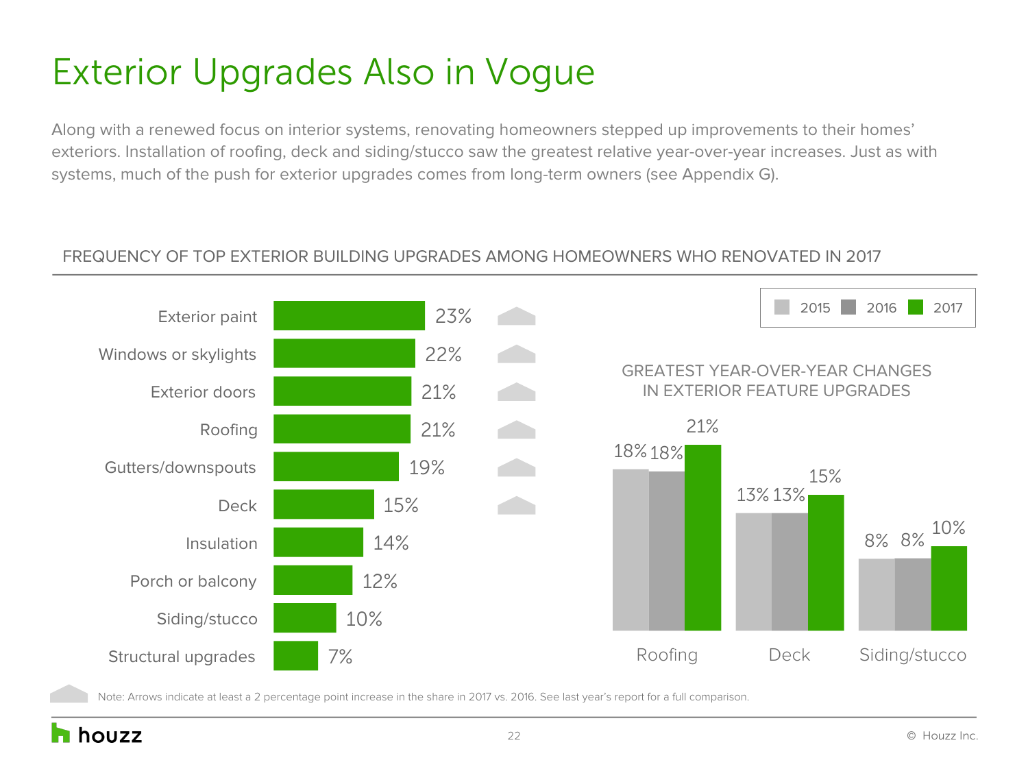# Exterior Upgrades Also in Vogue

Along with a renewed focus on interior systems, renovating homeowners stepped up improvements to their homes' exteriors. Installation of roofing, deck and siding/stucco saw the greatest relative year-over-year increases. Just as with systems, much of the push for exterior upgrades comes from long-term owners (see Appendix G).

## FREQUENCY OF TOP EXTERIOR BUILDING UPGRADES AMONG HOMEOWNERS WHO RENOVATED IN 2017

| Upgrade | 2017 | Increase vs. 2016 |
|---|---|---|
| Exterior paint | 23% | ▲ |
| Windows or skylights | 22% | ▲ |
| Exterior doors | 21% | ▲ |
| Roofing | 21% | ▲ |
| Gutters/downspouts | 19% | ▲ |
| Deck | 15% | ▲ |
| Insulation | 14% | |
| Porch or balcony | 12% | |
| Siding/stucco | 10% | |
| Structural upgrades | 7% | |

### GREATEST YEAR-OVER-YEAR CHANGES IN EXTERIOR FEATURE UPGRADES

| | 2015 | 2016 | 2017 |
|---|---|---|---|
| Roofing | 18% | 18% | 21% |
| Deck | 13% | 13% | 15% |
| Siding/stucco | 8% | 8% | 10% |

Note: Arrows indicate at least a 2 percentage point increase in the share in 2017 vs. 2016. See last year's report for a full comparison.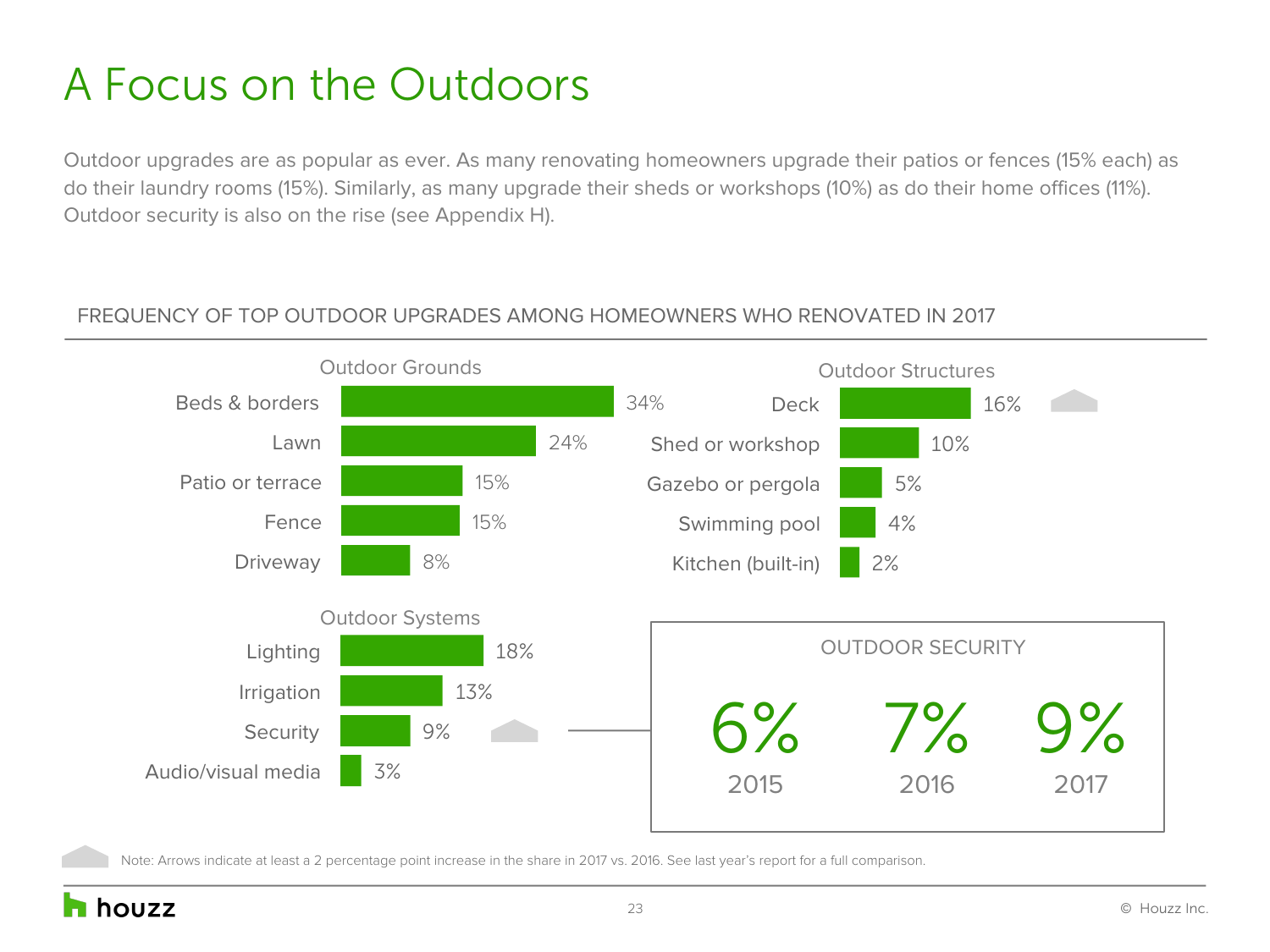# A Focus on the Outdoors

Outdoor upgrades are as popular as ever. As many renovating homeowners upgrade their patios or fences (15% each) as do their laundry rooms (15%). Similarly, as many upgrade their sheds or workshops (10%) as do their home offices (11%). Outdoor security is also on the rise (see Appendix H).

## FREQUENCY OF TOP OUTDOOR UPGRADES AMONG HOMEOWNERS WHO RENOVATED IN 2017

### Outdoor Grounds

| Upgrade | Share |
|---|---|
| Beds & borders | 34% |
| Lawn | 24% |
| Patio or terrace | 15% |
| Fence | 15% |
| Driveway | 8% |

### Outdoor Structures

| Upgrade | Share |
|---|---|
| Deck | 16% ▲ |
| Shed or workshop | 10% |
| Gazebo or pergola | 5% |
| Swimming pool | 4% |
| Kitchen (built-in) | 2% |

### Outdoor Systems

| Upgrade | Share |
|---|---|
| Lighting | 18% |
| Irrigation | 13% |
| Security | 9% ▲ |
| Audio/visual media | 3% |

### OUTDOOR SECURITY

| 2015 | 2016 | 2017 |
|---|---|---|
| 6% | 7% | 9% |

Note: Arrows indicate at least a 2 percentage point increase in the share in 2017 vs. 2016. See last year's report for a full comparison.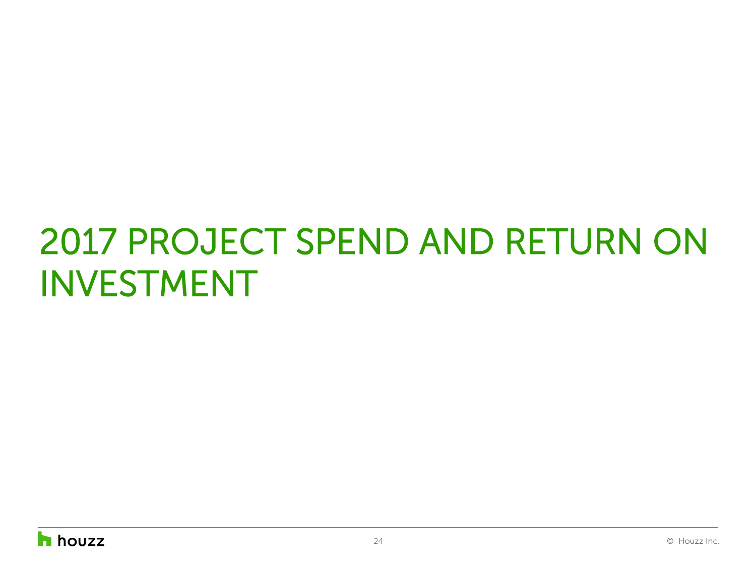# 2017 PROJECT SPEND AND RETURN ON INVESTMENT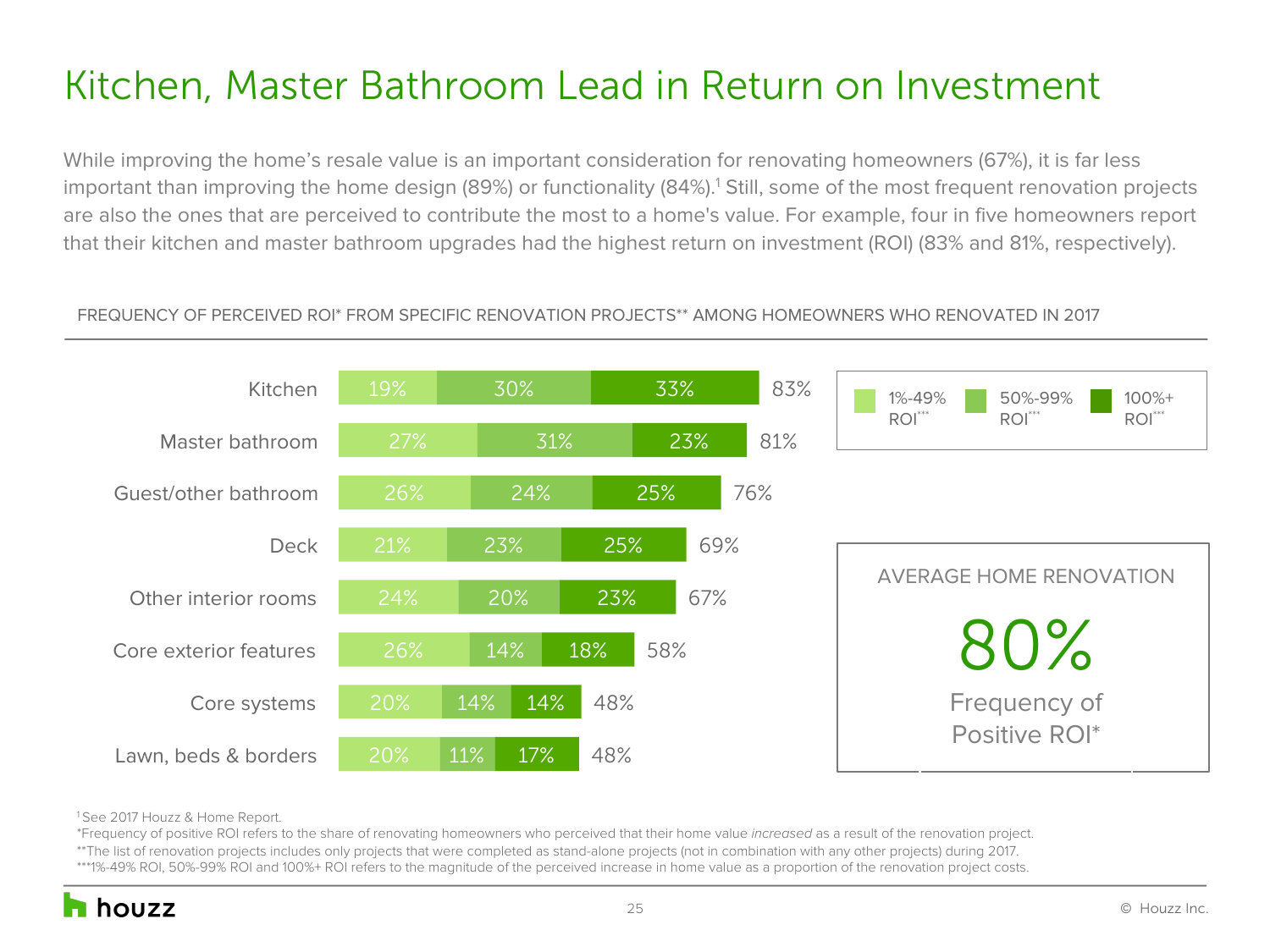# Kitchen, Master Bathroom Lead in Return on Investment

While improving the home's resale value is an important consideration for renovating homeowners (67%), it is far less important than improving the home design (89%) or functionality (84%).[1] Still, some of the most frequent renovation projects are also the ones that are perceived to contribute the most to a home's value. For example, four in five homeowners report that their kitchen and master bathroom upgrades had the highest return on investment (ROI) (83% and 81%, respectively).

FREQUENCY OF PERCEIVED ROI* FROM SPECIFIC RENOVATION PROJECTS** AMONG HOMEOWNERS WHO RENOVATED IN 2017

| Project | 1%-49% ROI*** | 50%-99% ROI*** | 100%+ ROI*** | Total |
|---|---|---|---|---|
| Kitchen | 19% | 30% | 33% | 83% |
| Master bathroom | 27% | 31% | 23% | 81% |
| Guest/other bathroom | 26% | 24% | 25% | 76% |
| Deck | 21% | 23% | 25% | 69% |
| Other interior rooms | 24% | 20% | 23% | 67% |
| Core exterior features | 26% | 14% | 18% | 58% |
| Core systems | 20% | 14% | 14% | 48% |
| Lawn, beds & borders | 20% | 11% | 17% | 48% |

AVERAGE HOME RENOVATION

**80%**

Frequency of Positive ROI*

[1] See 2017 Houzz & Home Report.

*Frequency of positive ROI refers to the share of renovating homeowners who perceived that their home value *increased* as a result of the renovation project.

**The list of renovation projects includes only projects that were completed as stand-alone projects (not in combination with any other projects) during 2017.

***1%-49% ROI, 50%-99% ROI and 100%+ ROI refers to the magnitude of the perceived increase in home value as a proportion of the renovation project costs.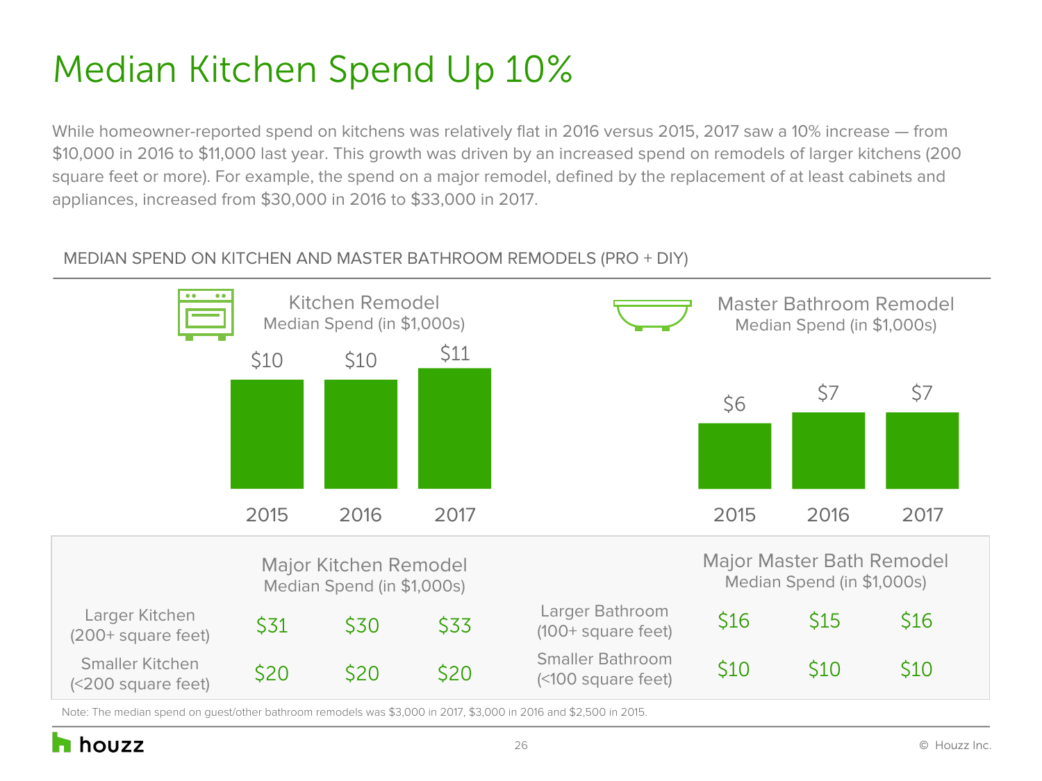# Median Kitchen Spend Up 10%

While homeowner-reported spend on kitchens was relatively flat in 2016 versus 2015, 2017 saw a 10% increase — from $10,000 in 2016 to $11,000 last year. This growth was driven by an increased spend on remodels of larger kitchens (200 square feet or more). For example, the spend on a major remodel, defined by the replacement of at least cabinets and appliances, increased from $30,000 in 2016 to $33,000 in 2017.

MEDIAN SPEND ON KITCHEN AND MASTER BATHROOM REMODELS (PRO + DIY)

**Kitchen Remodel** Median Spend (in $1,000s)

| | 2015 | 2016 | 2017 |
|---|---|---|---|
| Kitchen Remodel | $10 | $10 | $11 |

**Master Bathroom Remodel** Median Spend (in $1,000s)

| | 2015 | 2016 | 2017 |
|---|---|---|---|
| Master Bathroom Remodel | $6 | $7 | $7 |

**Major Kitchen Remodel** Median Spend (in $1,000s)

| | 2015 | 2016 | 2017 |
|---|---|---|---|
| Larger Kitchen (200+ square feet) | $31 | $30 | $33 |
| Smaller Kitchen (<200 square feet) | $20 | $20 | $20 |

**Major Master Bath Remodel** Median Spend (in $1,000s)

| | 2015 | 2016 | 2017 |
|---|---|---|---|
| Larger Bathroom (100+ square feet) | $16 | $15 | $16 |
| Smaller Bathroom (<100 square feet) | $10 | $10 | $10 |

Note: The median spend on guest/other bathroom remodels was $3,000 in 2017, $3,000 in 2016 and $2,500 in 2015.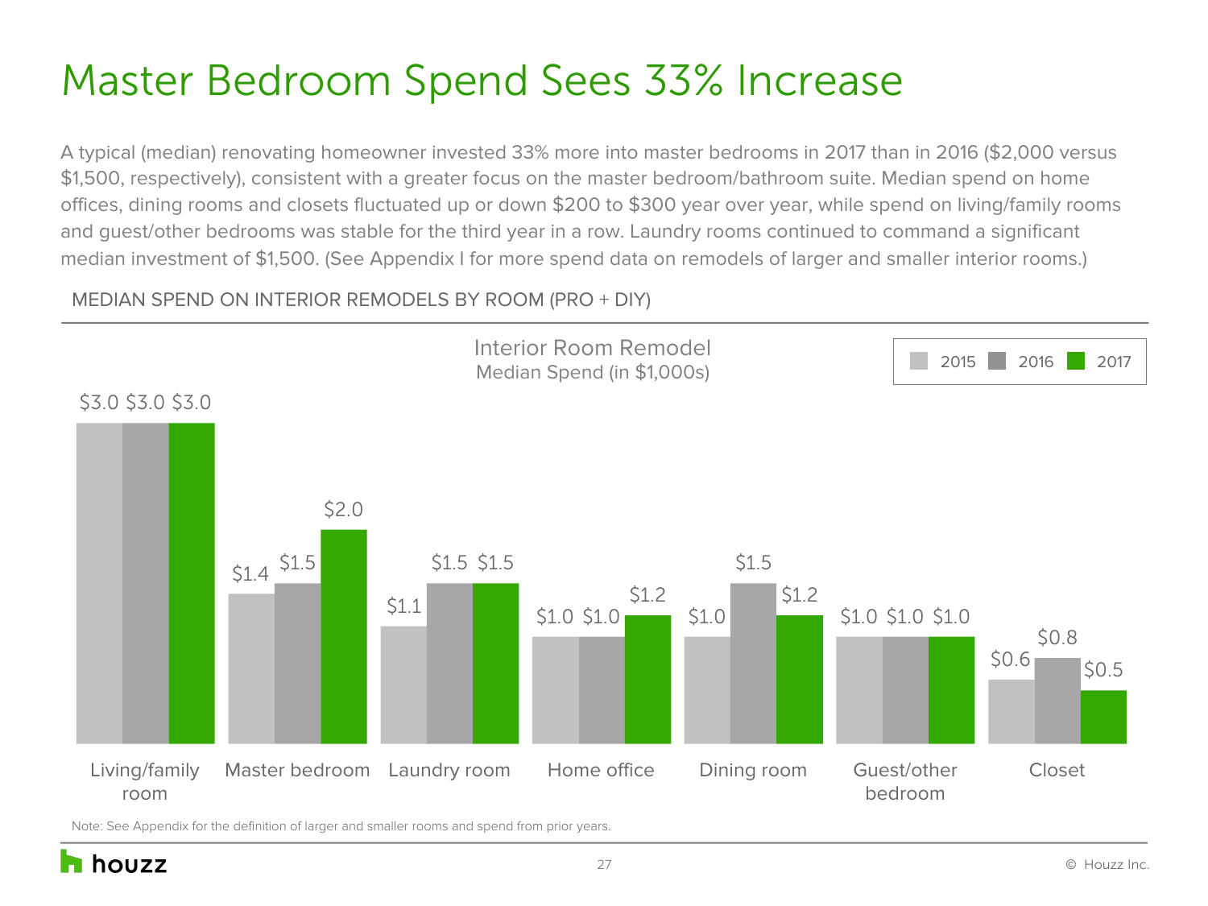# Master Bedroom Spend Sees 33% Increase

A typical (median) renovating homeowner invested 33% more into master bedrooms in 2017 than in 2016 ($2,000 versus $1,500, respectively), consistent with a greater focus on the master bedroom/bathroom suite. Median spend on home offices, dining rooms and closets fluctuated up or down $200 to $300 year over year, while spend on living/family rooms and guest/other bedrooms was stable for the third year in a row. Laundry rooms continued to command a significant median investment of $1,500. (See Appendix I for more spend data on remodels of larger and smaller interior rooms.)

MEDIAN SPEND ON INTERIOR REMODELS BY ROOM (PRO + DIY)

Interior Room Remodel
Median Spend (in $1,000s)

| Room | 2015 | 2016 | 2017 |
| --- | --- | --- | --- |
| Living/family room | $3.0 | $3.0 | $3.0 |
| Master bedroom | $1.4 | $1.5 | $2.0 |
| Laundry room | $1.1 | $1.5 | $1.5 |
| Home office | $1.0 | $1.0 | $1.2 |
| Dining room | $1.0 | $1.5 | $1.2 |
| Guest/other bedroom | $1.0 | $1.0 | $1.0 |
| Closet | $0.6 | $0.8 | $0.5 |

Note: See Appendix for the definition of larger and smaller rooms and spend from prior years.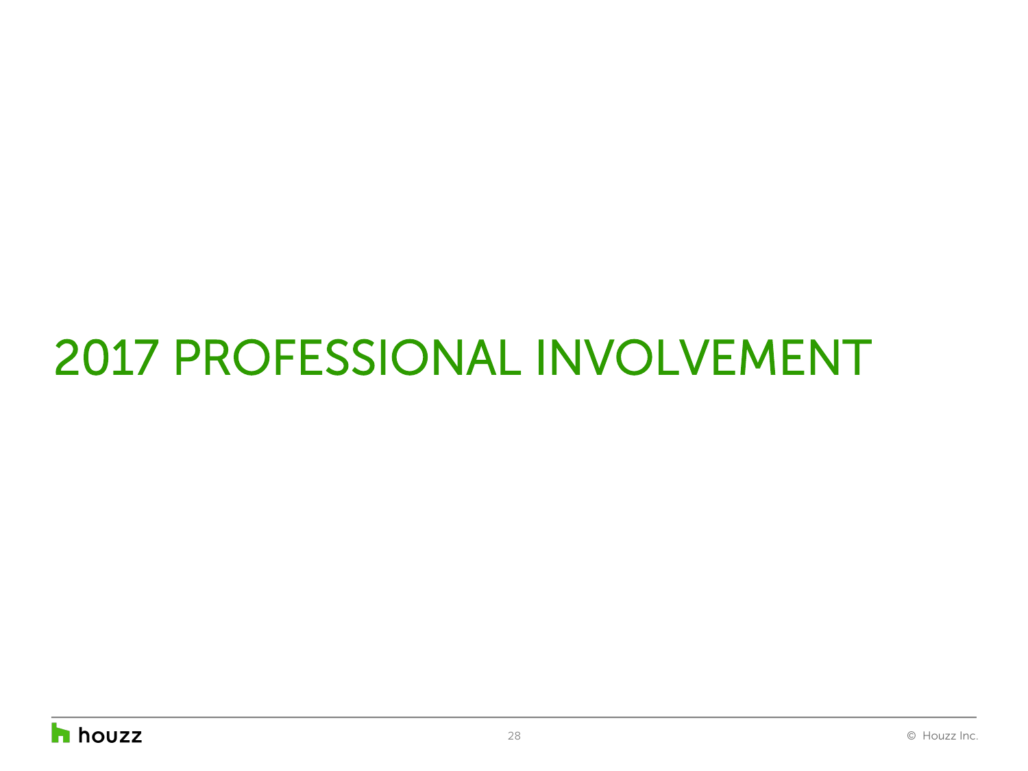# 2017 PROFESSIONAL INVOLVEMENT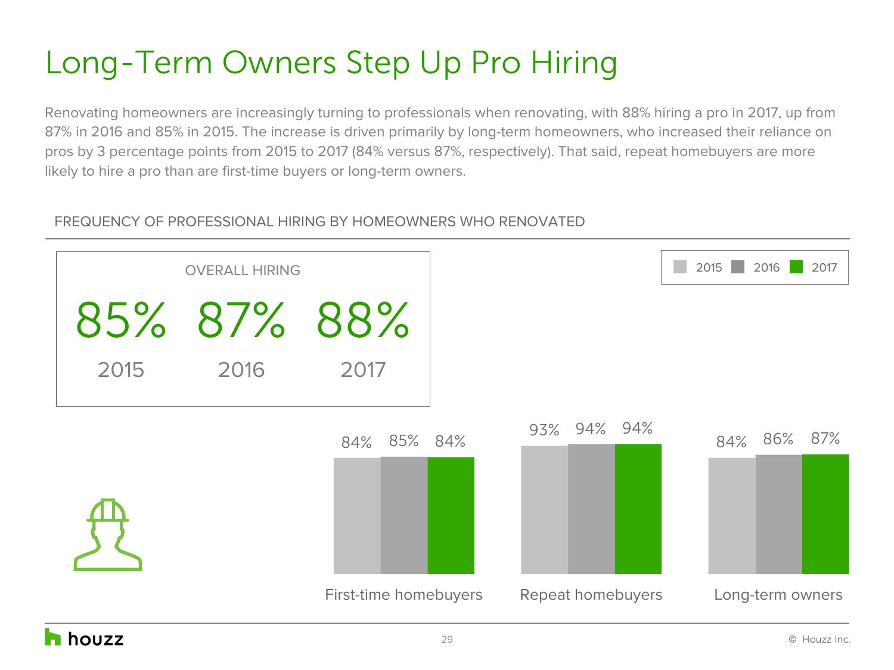# Long-Term Owners Step Up Pro Hiring

Renovating homeowners are increasingly turning to professionals when renovating, with 88% hiring a pro in 2017, up from 87% in 2016 and 85% in 2015. The increase is driven primarily by long-term homeowners, who increased their reliance on pros by 3 percentage points from 2015 to 2017 (84% versus 87%, respectively). That said, repeat homebuyers are more likely to hire a pro than are first-time buyers or long-term owners.

## FREQUENCY OF PROFESSIONAL HIRING BY HOMEOWNERS WHO RENOVATED

**OVERALL HIRING**

| 2015 | 2016 | 2017 |
|---|---|---|
| 85% | 87% | 88% |

| | 2015 | 2016 | 2017 |
|---|---|---|---|
| First-time homebuyers | 84% | 85% | 84% |
| Repeat homebuyers | 93% | 94% | 94% |
| Long-term owners | 84% | 86% | 87% |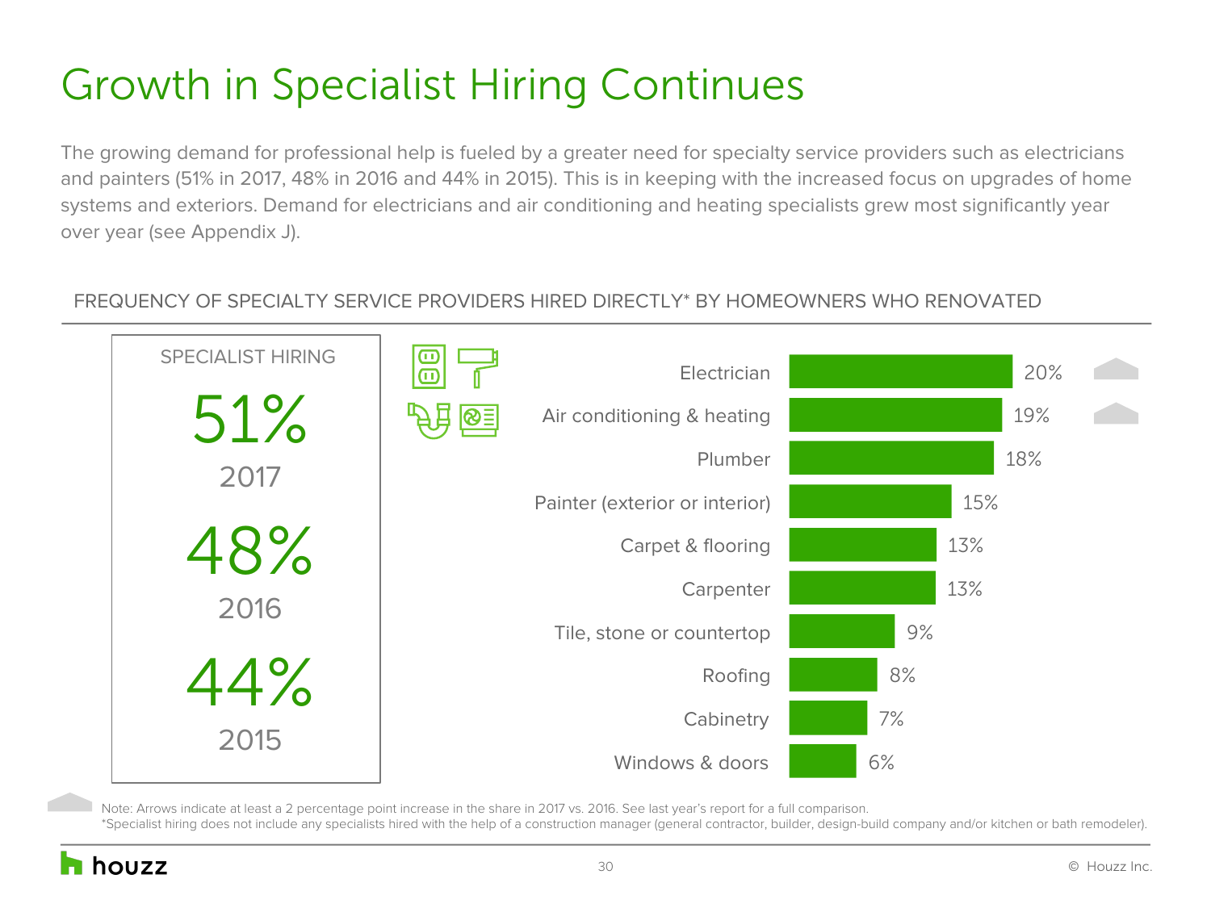# Growth in Specialist Hiring Continues

The growing demand for professional help is fueled by a greater need for specialty service providers such as electricians and painters (51% in 2017, 48% in 2016 and 44% in 2015). This is in keeping with the increased focus on upgrades of home systems and exteriors. Demand for electricians and air conditioning and heating specialists grew most significantly year over year (see Appendix J).

## FREQUENCY OF SPECIALTY SERVICE PROVIDERS HIRED DIRECTLY* BY HOMEOWNERS WHO RENOVATED

| SPECIALIST HIRING | |
|---|---|
| 2017 | 51% |
| 2016 | 48% |
| 2015 | 44% |

| Specialist | Share | Increase (arrow) |
|---|---|---|
| Electrician | 20% | ▲ |
| Air conditioning & heating | 19% | ▲ |
| Plumber | 18% | |
| Painter (exterior or interior) | 15% | |
| Carpet & flooring | 13% | |
| Carpenter | 13% | |
| Tile, stone or countertop | 9% | |
| Roofing | 8% | |
| Cabinetry | 7% | |
| Windows & doors | 6% | |

Note: Arrows indicate at least a 2 percentage point increase in the share in 2017 vs. 2016. See last year's report for a full comparison.
*Specialist hiring does not include any specialists hired with the help of a construction manager (general contractor, builder, design-build company and/or kitchen or bath remodeler).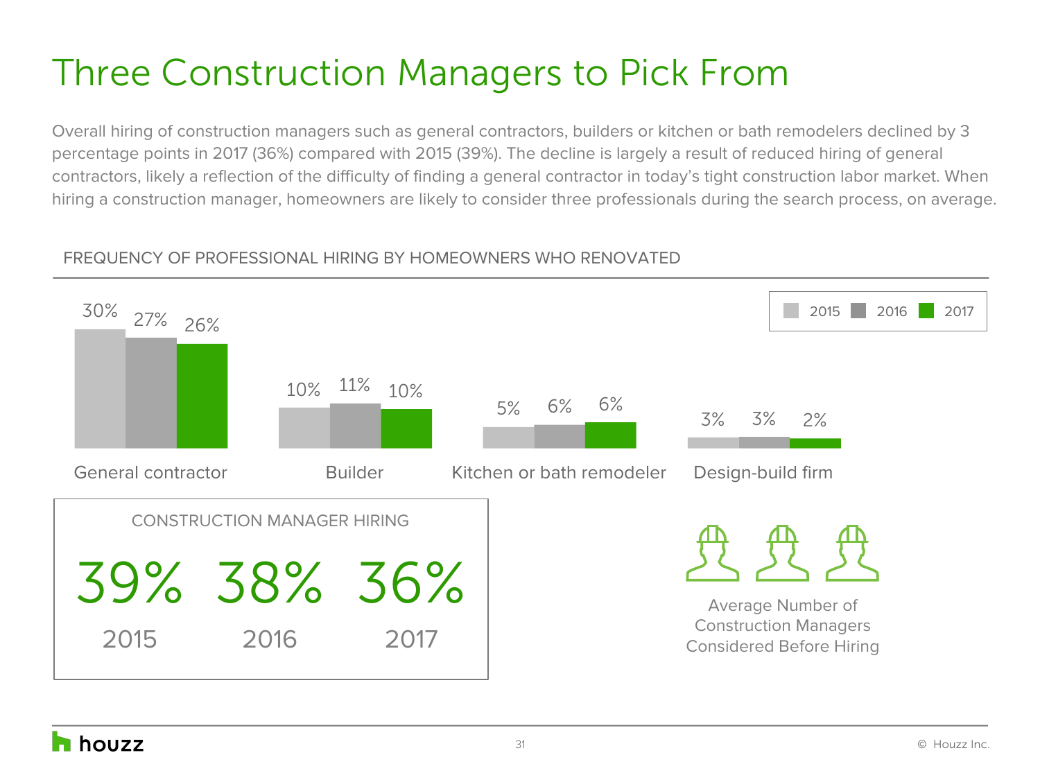# Three Construction Managers to Pick From

Overall hiring of construction managers such as general contractors, builders or kitchen or bath remodelers declined by 3 percentage points in 2017 (36%) compared with 2015 (39%). The decline is largely a result of reduced hiring of general contractors, likely a reflection of the difficulty of finding a general contractor in today's tight construction labor market. When hiring a construction manager, homeowners are likely to consider three professionals during the search process, on average.

## FREQUENCY OF PROFESSIONAL HIRING BY HOMEOWNERS WHO RENOVATED

| | 2015 | 2016 | 2017 |
|---|---|---|---|
| General contractor | 30% | 27% | 26% |
| Builder | 10% | 11% | 10% |
| Kitchen or bath remodeler | 5% | 6% | 6% |
| Design-build firm | 3% | 3% | 2% |

### CONSTRUCTION MANAGER HIRING

| 2015 | 2016 | 2017 |
|---|---|---|
| 39% | 38% | 36% |

Average Number of Construction Managers Considered Before Hiring: 3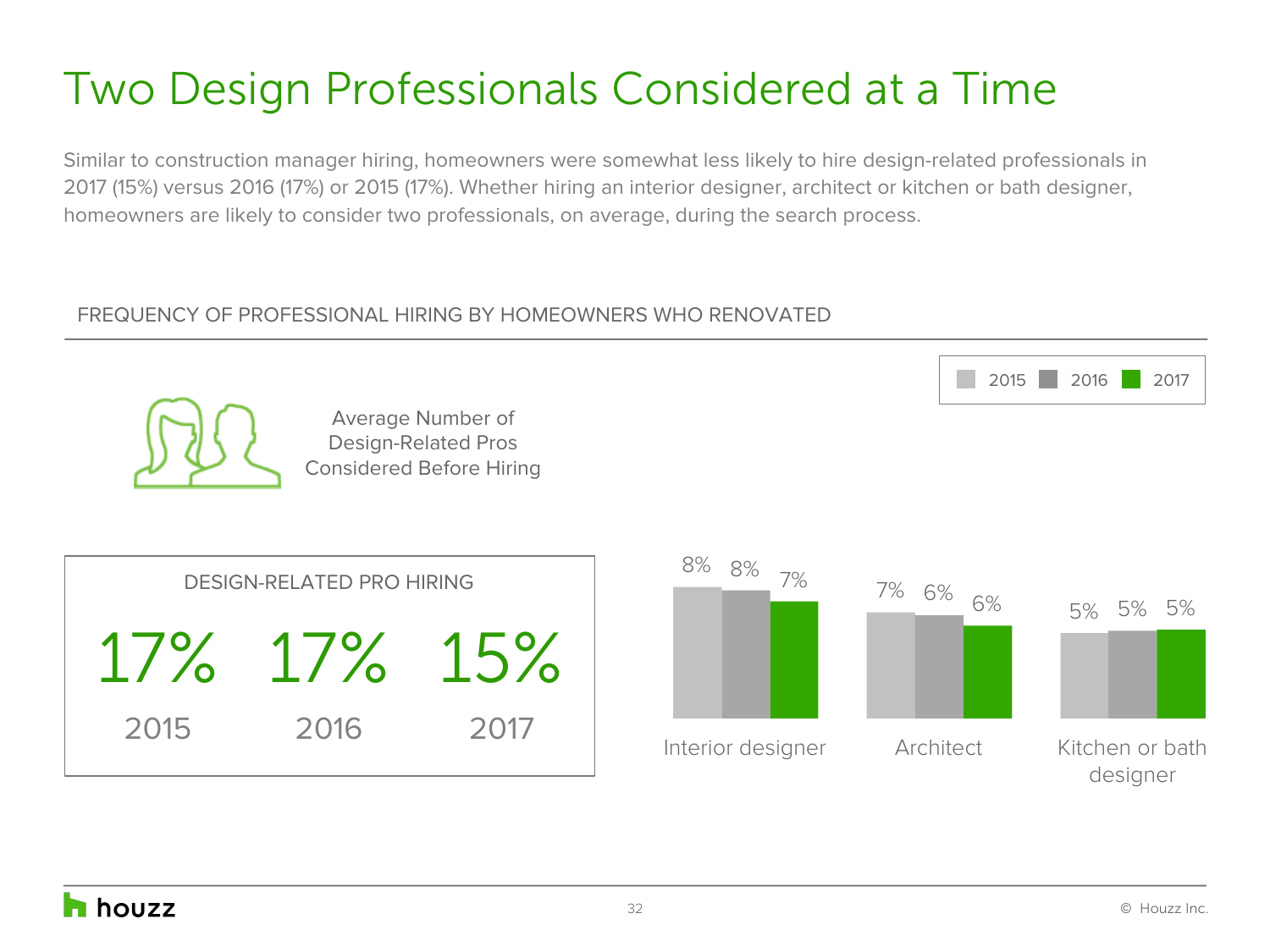# Two Design Professionals Considered at a Time

Similar to construction manager hiring, homeowners were somewhat less likely to hire design-related professionals in 2017 (15%) versus 2016 (17%) or 2015 (17%). Whether hiring an interior designer, architect or kitchen or bath designer, homeowners are likely to consider two professionals, on average, during the search process.

## FREQUENCY OF PROFESSIONAL HIRING BY HOMEOWNERS WHO RENOVATED

Average Number of Design-Related Pros Considered Before Hiring

**DESIGN-RELATED PRO HIRING**

| 2015 | 2016 | 2017 |
|---|---|---|
| 17% | 17% | 15% |

| | 2015 | 2016 | 2017 |
|---|---|---|---|
| Interior designer | 8% | 8% | 7% |
| Architect | 7% | 6% | 6% |
| Kitchen or bath designer | 5% | 5% | 5% |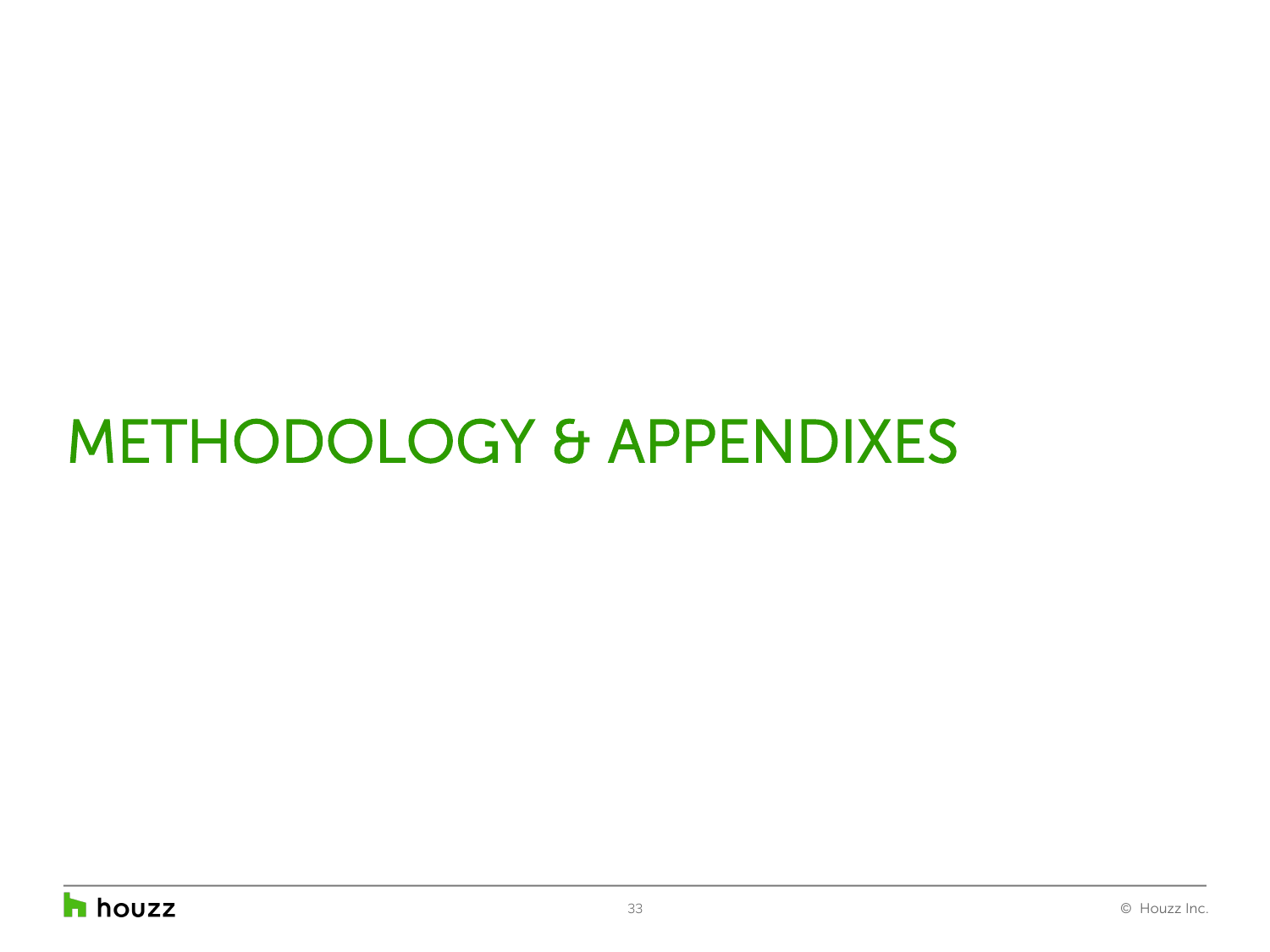# METHODOLOGY & APPENDIXES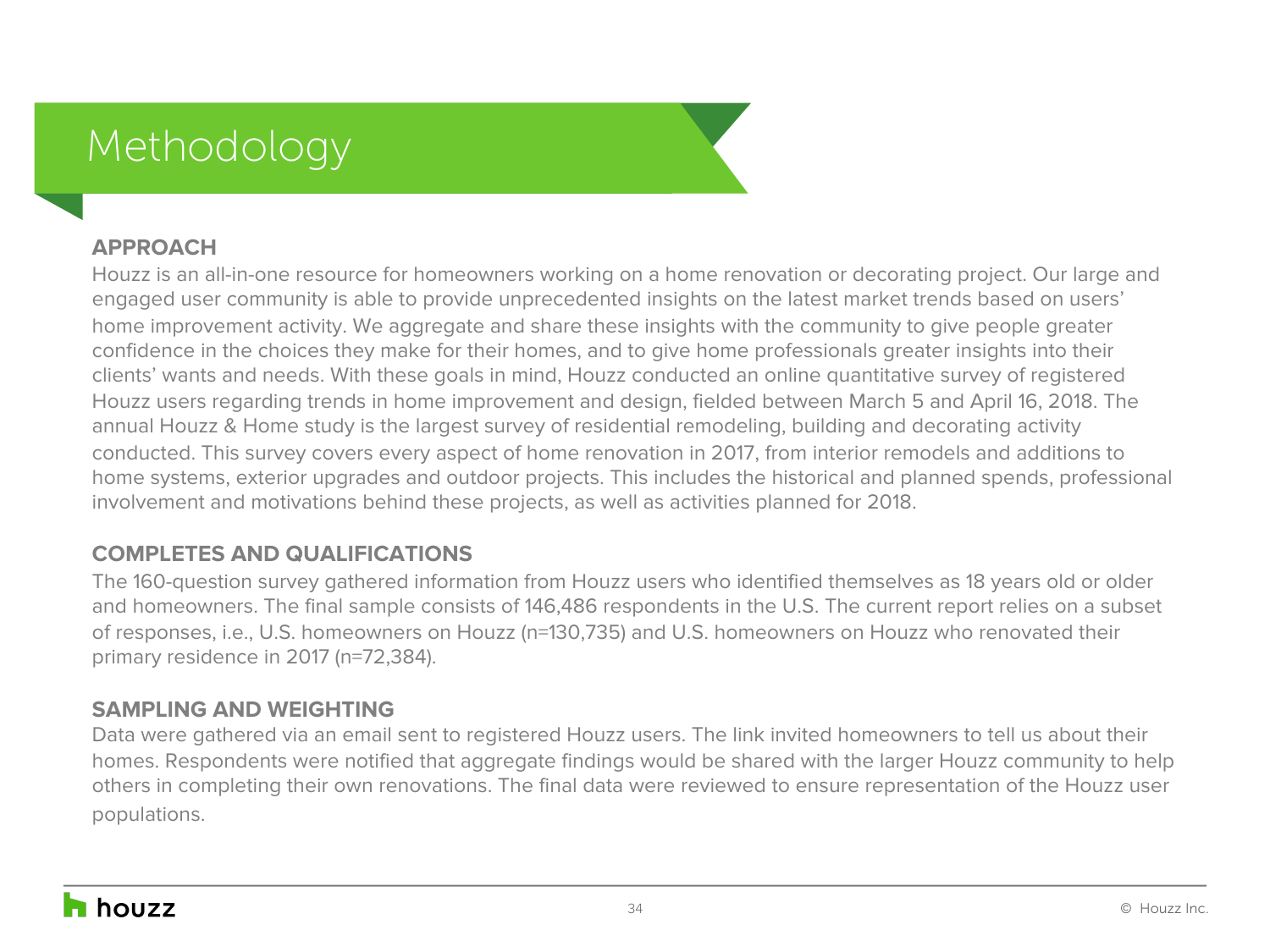# Methodology

## APPROACH

Houzz is an all-in-one resource for homeowners working on a home renovation or decorating project. Our large and engaged user community is able to provide unprecedented insights on the latest market trends based on users' home improvement activity. We aggregate and share these insights with the community to give people greater confidence in the choices they make for their homes, and to give home professionals greater insights into their clients' wants and needs. With these goals in mind, Houzz conducted an online quantitative survey of registered Houzz users regarding trends in home improvement and design, fielded between March 5 and April 16, 2018. The annual Houzz & Home study is the largest survey of residential remodeling, building and decorating activity conducted. This survey covers every aspect of home renovation in 2017, from interior remodels and additions to home systems, exterior upgrades and outdoor projects. This includes the historical and planned spends, professional involvement and motivations behind these projects, as well as activities planned for 2018.

## COMPLETES AND QUALIFICATIONS

The 160-question survey gathered information from Houzz users who identified themselves as 18 years old or older and homeowners. The final sample consists of 146,486 respondents in the U.S. The current report relies on a subset of responses, i.e., U.S. homeowners on Houzz (n=130,735) and U.S. homeowners on Houzz who renovated their primary residence in 2017 (n=72,384).

## SAMPLING AND WEIGHTING

Data were gathered via an email sent to registered Houzz users. The link invited homeowners to tell us about their homes. Respondents were notified that aggregate findings would be shared with the larger Houzz community to help others in completing their own renovations. The final data were reviewed to ensure representation of the Houzz user populations.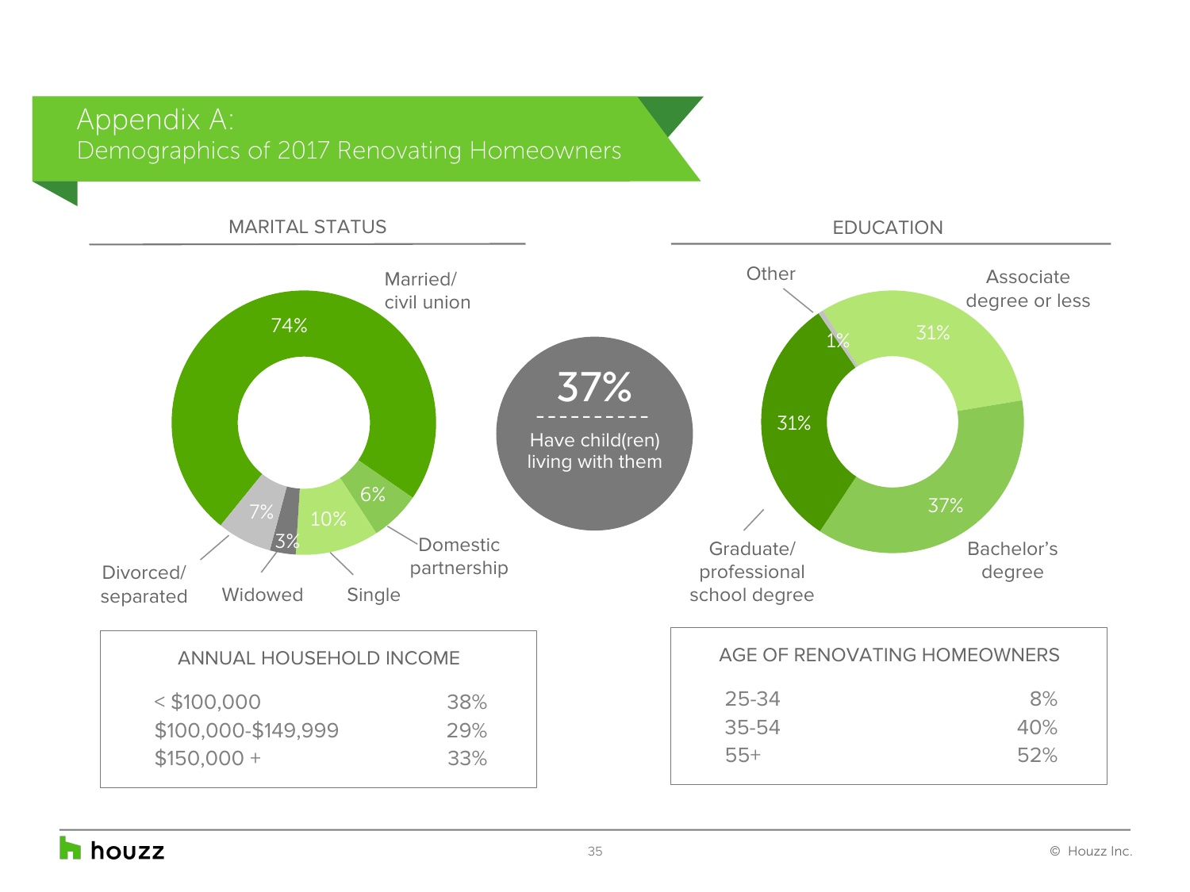# Appendix A:
## Demographics of 2017 Renovating Homeowners

### MARITAL STATUS

| Marital status | % |
| --- | --- |
| Married/ civil union | 74% |
| Domestic partnership | 6% |
| Single | 10% |
| Widowed | 3% |
| Divorced/ separated | 7% |

**37%** Have child(ren) living with them

### EDUCATION

| Education | % |
| --- | --- |
| Associate degree or less | 31% |
| Bachelor's degree | 37% |
| Graduate/ professional school degree | 31% |
| Other | 1% |

### ANNUAL HOUSEHOLD INCOME

| Income | % |
| --- | --- |
| < $100,000 | 38% |
| $100,000-$149,999 | 29% |
| $150,000 + | 33% |

### AGE OF RENOVATING HOMEOWNERS

| Age | % |
| --- | --- |
| 25-34 | 8% |
| 35-54 | 40% |
| 55+ | 52% |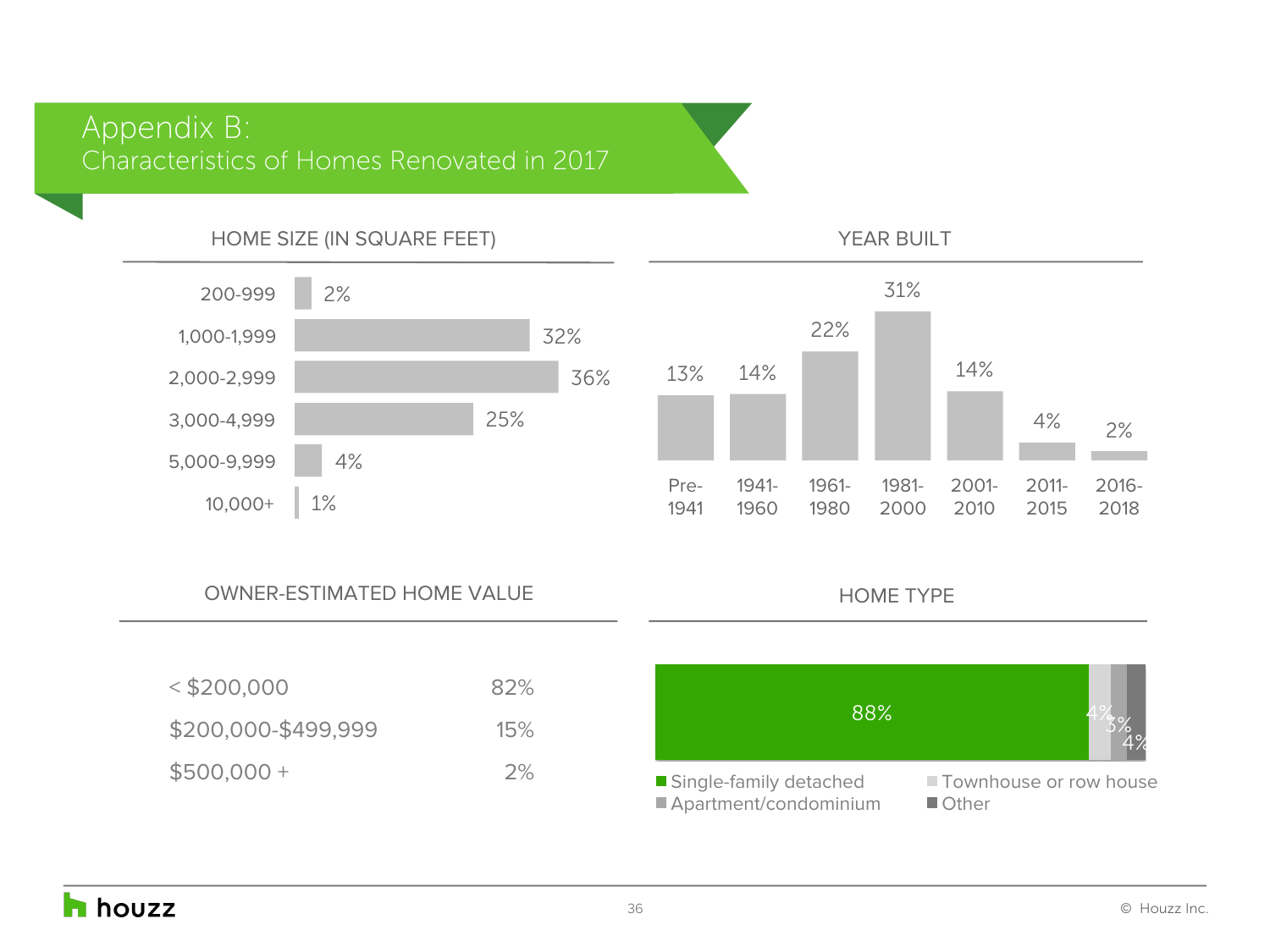# Appendix B:
## Characteristics of Homes Renovated in 2017

### HOME SIZE (IN SQUARE FEET)

| Home size | % |
|---|---|
| 200-999 | 2% |
| 1,000-1,999 | 32% |
| 2,000-2,999 | 36% |
| 3,000-4,999 | 25% |
| 5,000-9,999 | 4% |
| 10,000+ | 1% |

### YEAR BUILT

| Year built | % |
|---|---|
| Pre-1941 | 13% |
| 1941-1960 | 14% |
| 1961-1980 | 22% |
| 1981-2000 | 31% |
| 2001-2010 | 14% |
| 2011-2015 | 4% |
| 2016-2018 | 2% |

### OWNER-ESTIMATED HOME VALUE

| Home value | % |
|---|---|
| < $200,000 | 82% |
| $200,000-$499,999 | 15% |
| $500,000 + | 2% |

### HOME TYPE

| Home type | % |
|---|---|
| Single-family detached | 88% |
| Townhouse or row house | 4% |
| Apartment/condominium | 3% |
| Other | 4% |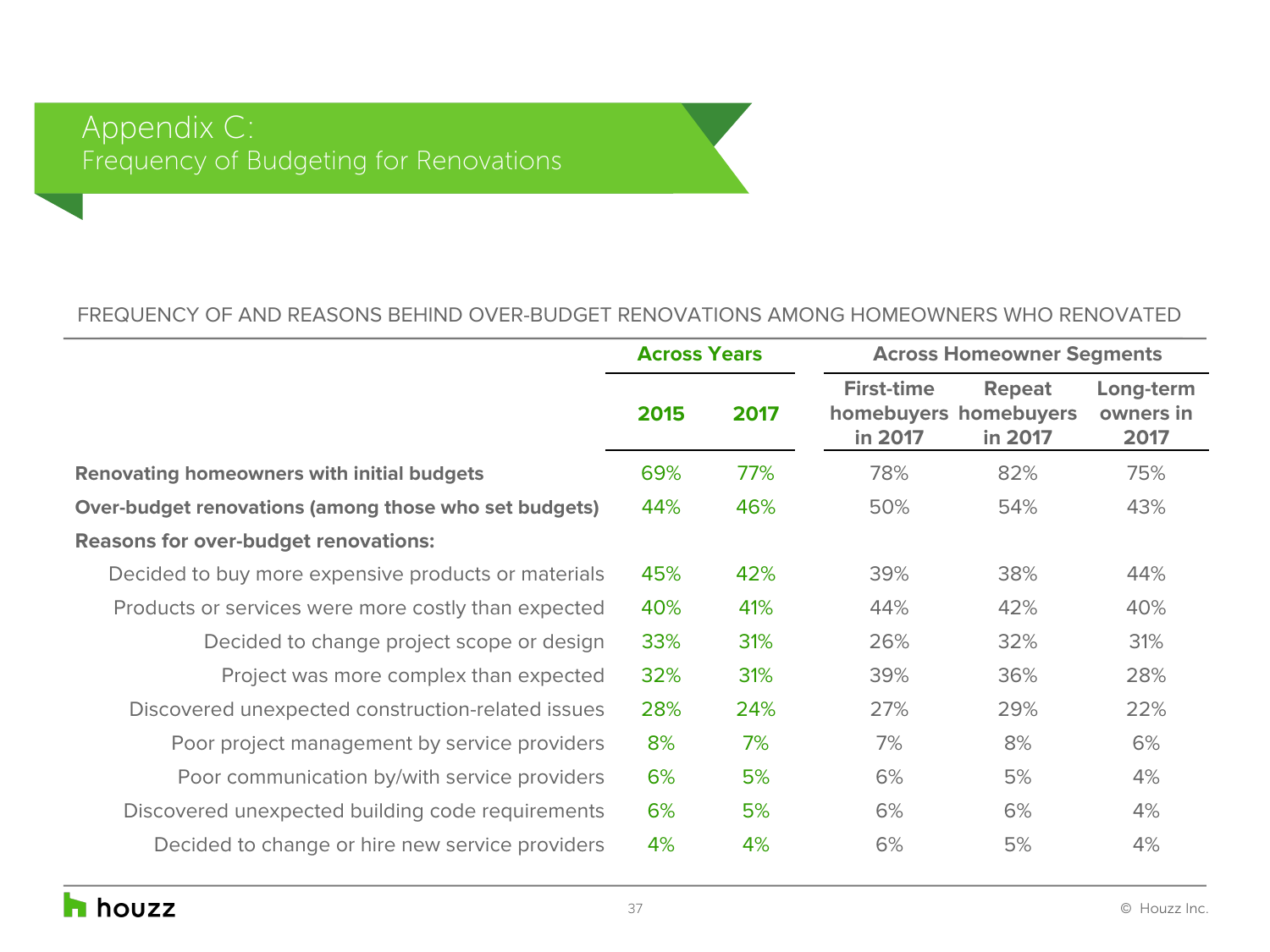# Appendix C:
## Frequency of Budgeting for Renovations

FREQUENCY OF AND REASONS BEHIND OVER-BUDGET RENOVATIONS AMONG HOMEOWNERS WHO RENOVATED

| | Across Years | | Across Homeowner Segments | | |
|---|---|---|---|---|---|
| | 2015 | 2017 | First-time homebuyers in 2017 | Repeat homebuyers in 2017 | Long-term owners in 2017 |
| **Renovating homeowners with initial budgets** | 69% | 77% | 78% | 82% | 75% |
| **Over-budget renovations (among those who set budgets)** | 44% | 46% | 50% | 54% | 43% |
| **Reasons for over-budget renovations:** | | | | | |
| Decided to buy more expensive products or materials | 45% | 42% | 39% | 38% | 44% |
| Products or services were more costly than expected | 40% | 41% | 44% | 42% | 40% |
| Decided to change project scope or design | 33% | 31% | 26% | 32% | 31% |
| Project was more complex than expected | 32% | 31% | 39% | 36% | 28% |
| Discovered unexpected construction-related issues | 28% | 24% | 27% | 29% | 22% |
| Poor project management by service providers | 8% | 7% | 7% | 8% | 6% |
| Poor communication by/with service providers | 6% | 5% | 6% | 5% | 4% |
| Discovered unexpected building code requirements | 6% | 5% | 6% | 6% | 4% |
| Decided to change or hire new service providers | 4% | 4% | 6% | 5% | 4% |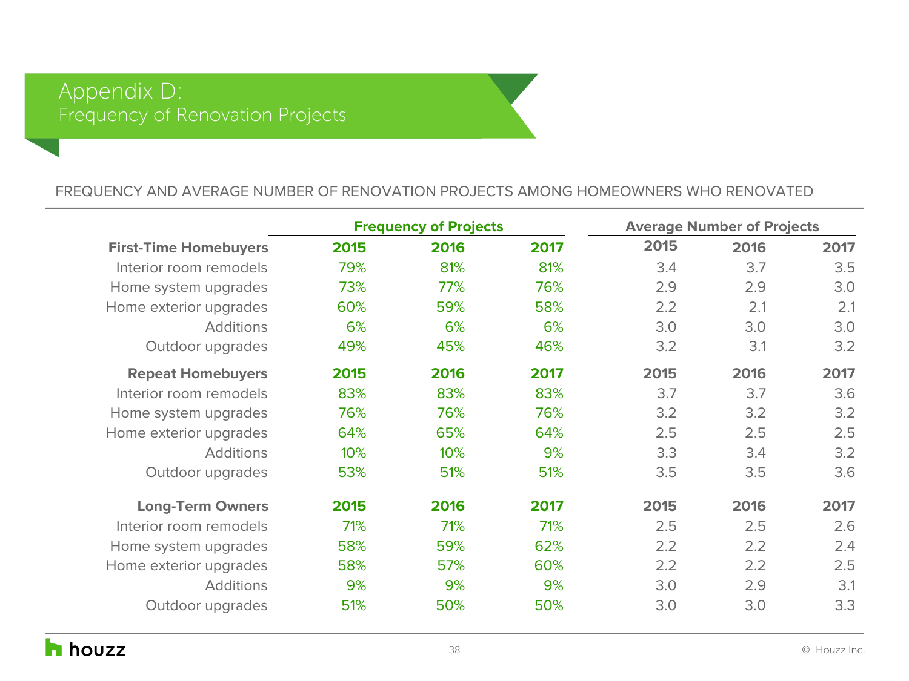# Appendix D:
## Frequency of Renovation Projects

FREQUENCY AND AVERAGE NUMBER OF RENOVATION PROJECTS AMONG HOMEOWNERS WHO RENOVATED

| | Frequency of Projects | | | Average Number of Projects | | |
|---|---|---|---|---|---|---|
| **First-Time Homebuyers** | **2015** | **2016** | **2017** | **2015** | **2016** | **2017** |
| Interior room remodels | 79% | 81% | 81% | 3.4 | 3.7 | 3.5 |
| Home system upgrades | 73% | 77% | 76% | 2.9 | 2.9 | 3.0 |
| Home exterior upgrades | 60% | 59% | 58% | 2.2 | 2.1 | 2.1 |
| Additions | 6% | 6% | 6% | 3.0 | 3.0 | 3.0 |
| Outdoor upgrades | 49% | 45% | 46% | 3.2 | 3.1 | 3.2 |
| **Repeat Homebuyers** | **2015** | **2016** | **2017** | **2015** | **2016** | **2017** |
| Interior room remodels | 83% | 83% | 83% | 3.7 | 3.7 | 3.6 |
| Home system upgrades | 76% | 76% | 76% | 3.2 | 3.2 | 3.2 |
| Home exterior upgrades | 64% | 65% | 64% | 2.5 | 2.5 | 2.5 |
| Additions | 10% | 10% | 9% | 3.3 | 3.4 | 3.2 |
| Outdoor upgrades | 53% | 51% | 51% | 3.5 | 3.5 | 3.6 |
| **Long-Term Owners** | **2015** | **2016** | **2017** | **2015** | **2016** | **2017** |
| Interior room remodels | 71% | 71% | 71% | 2.5 | 2.5 | 2.6 |
| Home system upgrades | 58% | 59% | 62% | 2.2 | 2.2 | 2.4 |
| Home exterior upgrades | 58% | 57% | 60% | 2.2 | 2.2 | 2.5 |
| Additions | 9% | 9% | 9% | 3.0 | 2.9 | 3.1 |
| Outdoor upgrades | 51% | 50% | 50% | 3.0 | 3.0 | 3.3 |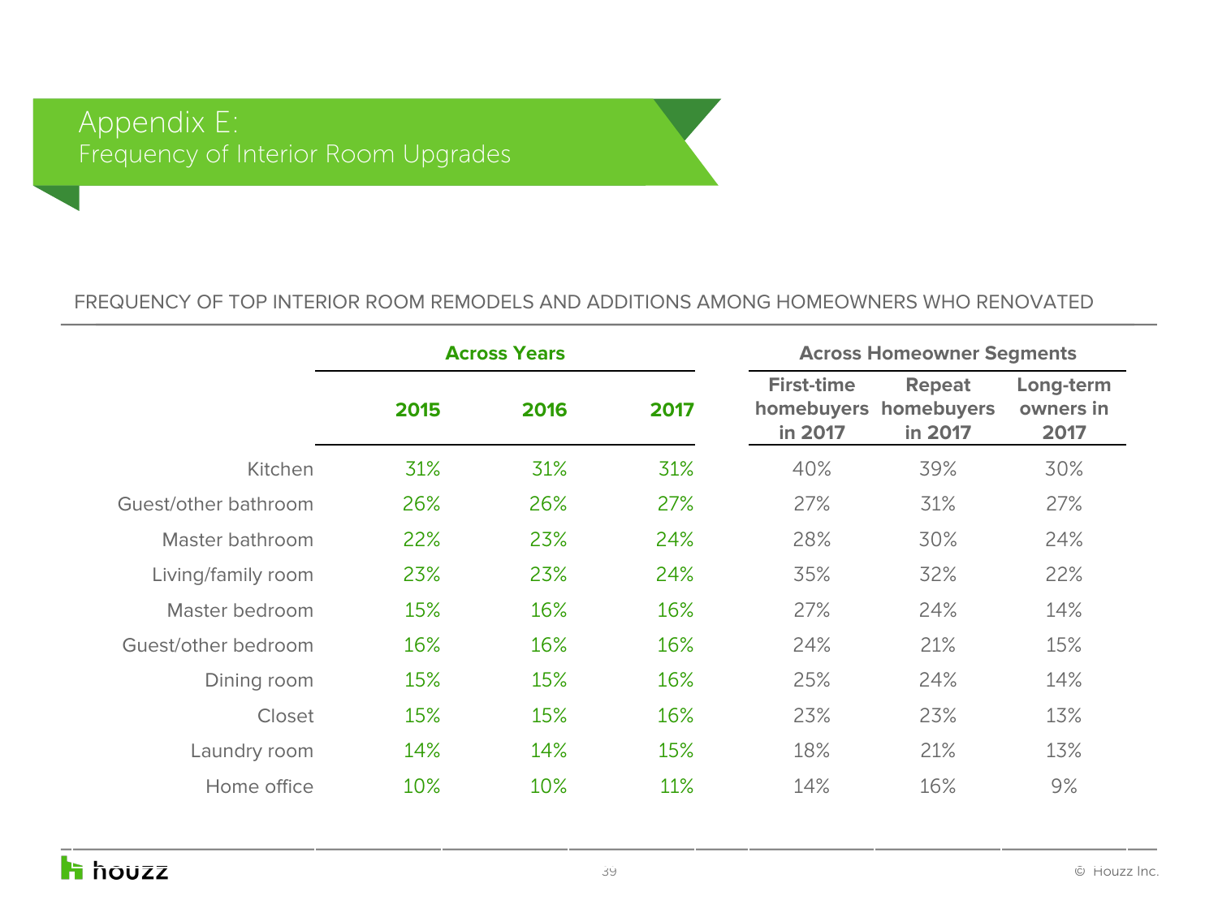# Appendix E:
## Frequency of Interior Room Upgrades

FREQUENCY OF TOP INTERIOR ROOM REMODELS AND ADDITIONS AMONG HOMEOWNERS WHO RENOVATED

| | Across Years | | | Across Homeowner Segments | | |
|---|---|---|---|---|---|---|
| | 2015 | 2016 | 2017 | First-time homebuyers in 2017 | Repeat homebuyers in 2017 | Long-term owners in 2017 |
| Kitchen | 31% | 31% | 31% | 40% | 39% | 30% |
| Guest/other bathroom | 26% | 26% | 27% | 27% | 31% | 27% |
| Master bathroom | 22% | 23% | 24% | 28% | 30% | 24% |
| Living/family room | 23% | 23% | 24% | 35% | 32% | 22% |
| Master bedroom | 15% | 16% | 16% | 27% | 24% | 14% |
| Guest/other bedroom | 16% | 16% | 16% | 24% | 21% | 15% |
| Dining room | 15% | 15% | 16% | 25% | 24% | 14% |
| Closet | 15% | 15% | 16% | 23% | 23% | 13% |
| Laundry room | 14% | 14% | 15% | 18% | 21% | 13% |
| Home office | 10% | 10% | 11% | 14% | 16% | 9% |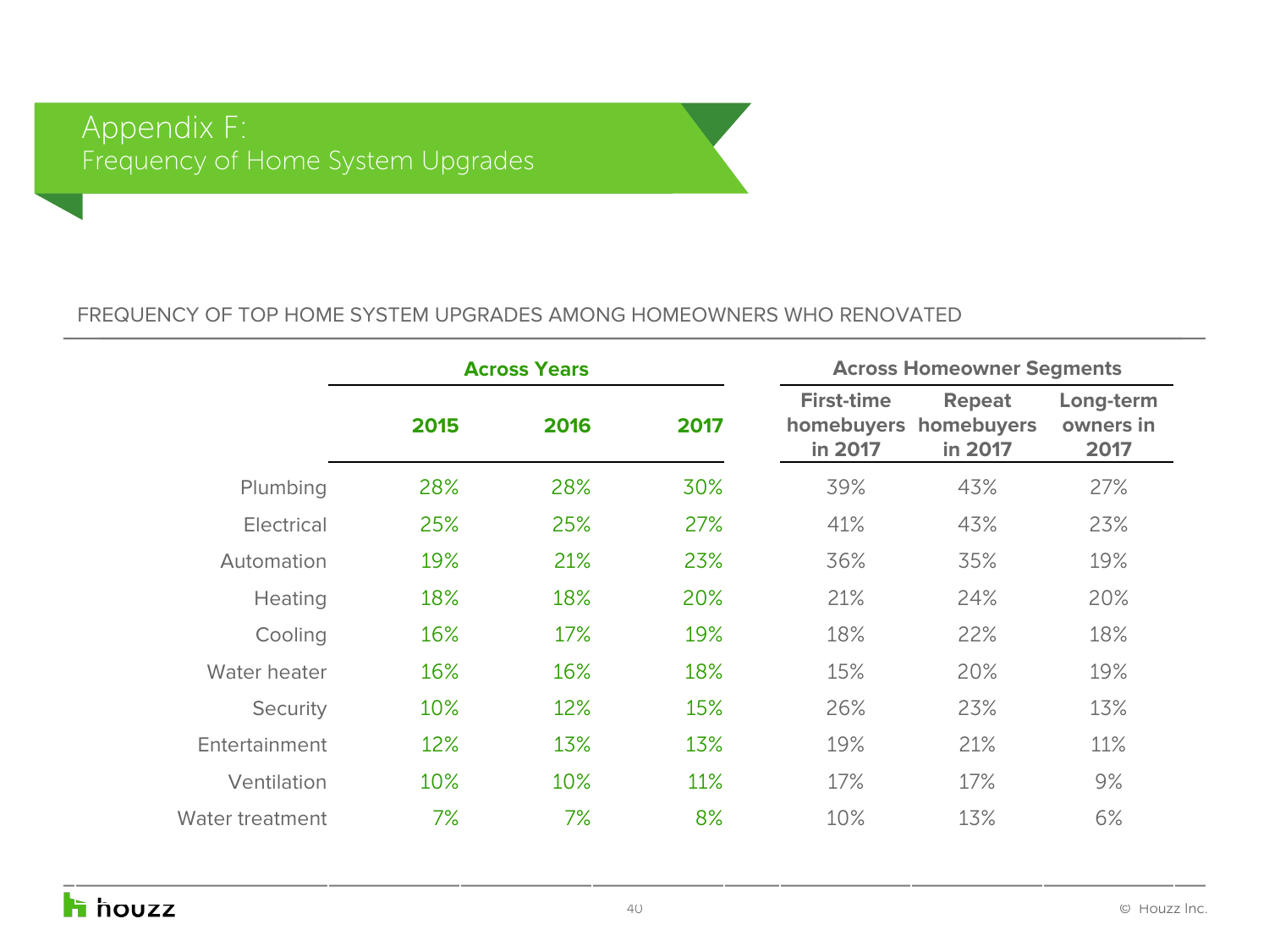# Appendix F:
## Frequency of Home System Upgrades

FREQUENCY OF TOP HOME SYSTEM UPGRADES AMONG HOMEOWNERS WHO RENOVATED

| | Across Years | | | Across Homeowner Segments | | |
|---|---|---|---|---|---|---|
| | **2015** | **2016** | **2017** | **First-time homebuyers in 2017** | **Repeat homebuyers in 2017** | **Long-term owners in 2017** |
| Plumbing | 28% | 28% | 30% | 39% | 43% | 27% |
| Electrical | 25% | 25% | 27% | 41% | 43% | 23% |
| Automation | 19% | 21% | 23% | 36% | 35% | 19% |
| Heating | 18% | 18% | 20% | 21% | 24% | 20% |
| Cooling | 16% | 17% | 19% | 18% | 22% | 18% |
| Water heater | 16% | 16% | 18% | 15% | 20% | 19% |
| Security | 10% | 12% | 15% | 26% | 23% | 13% |
| Entertainment | 12% | 13% | 13% | 19% | 21% | 11% |
| Ventilation | 10% | 10% | 11% | 17% | 17% | 9% |
| Water treatment | 7% | 7% | 8% | 10% | 13% | 6% |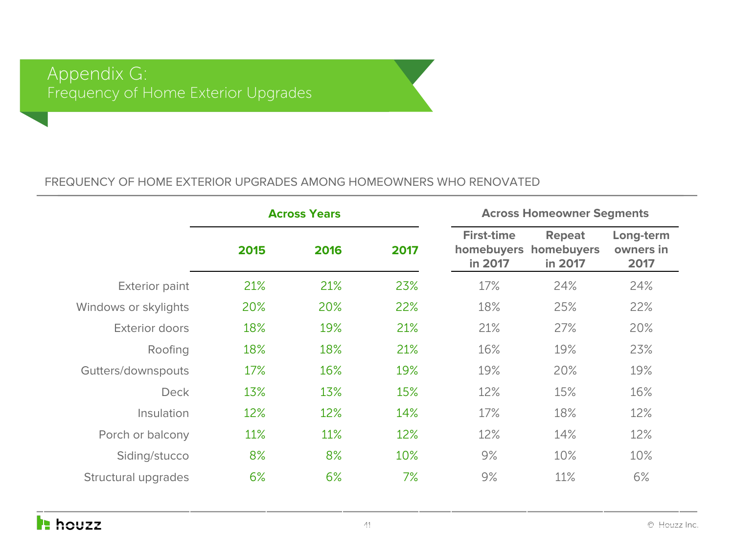# Appendix G:
## Frequency of Home Exterior Upgrades

FREQUENCY OF HOME EXTERIOR UPGRADES AMONG HOMEOWNERS WHO RENOVATED

| | Across Years | | | Across Homeowner Segments | | |
|---|---|---|---|---|---|---|
| | 2015 | 2016 | 2017 | First-time homebuyers in 2017 | Repeat homebuyers in 2017 | Long-term owners in 2017 |
| Exterior paint | 21% | 21% | 23% | 17% | 24% | 24% |
| Windows or skylights | 20% | 20% | 22% | 18% | 25% | 22% |
| Exterior doors | 18% | 19% | 21% | 21% | 27% | 20% |
| Roofing | 18% | 18% | 21% | 16% | 19% | 23% |
| Gutters/downspouts | 17% | 16% | 19% | 19% | 20% | 19% |
| Deck | 13% | 13% | 15% | 12% | 15% | 16% |
| Insulation | 12% | 12% | 14% | 17% | 18% | 12% |
| Porch or balcony | 11% | 11% | 12% | 12% | 14% | 12% |
| Siding/stucco | 8% | 8% | 10% | 9% | 10% | 10% |
| Structural upgrades | 6% | 6% | 7% | 9% | 11% | 6% |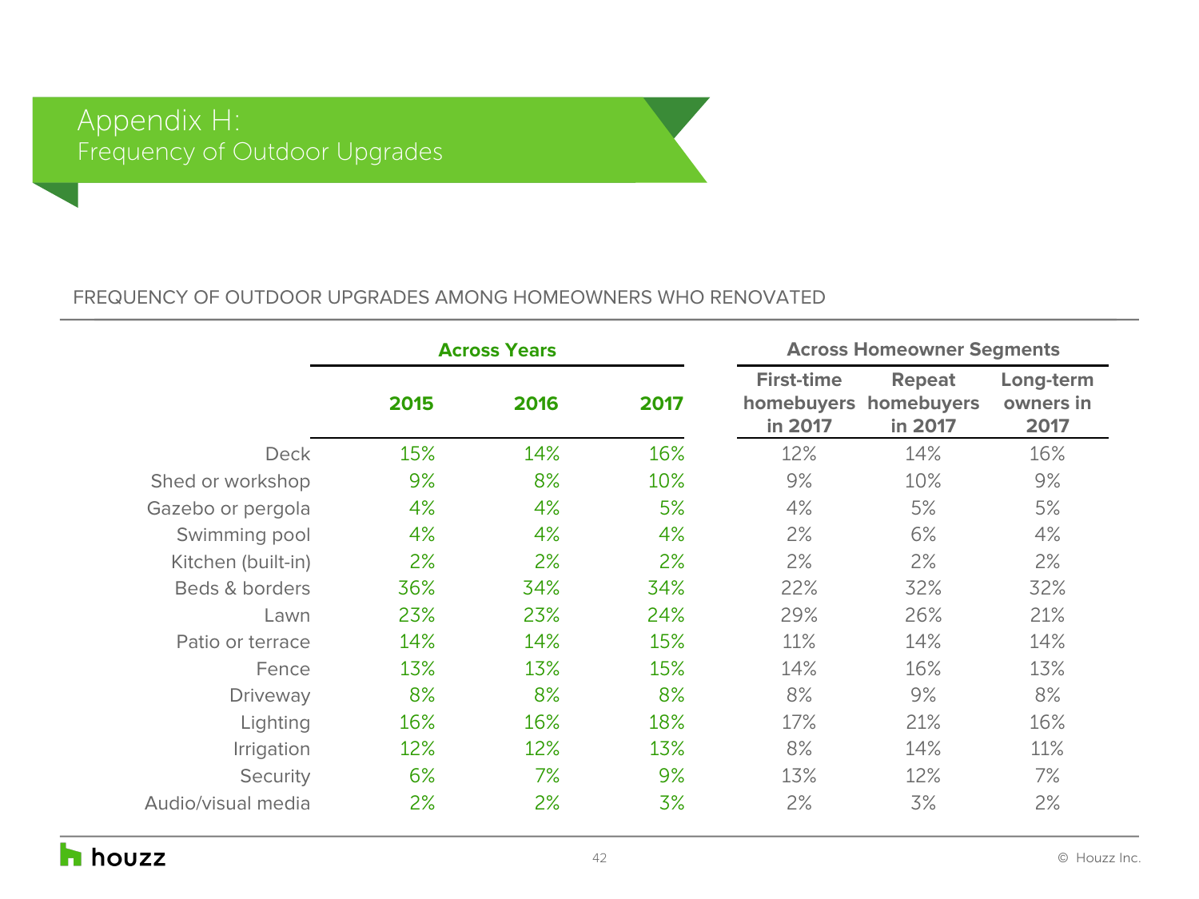# Appendix H:
## Frequency of Outdoor Upgrades

FREQUENCY OF OUTDOOR UPGRADES AMONG HOMEOWNERS WHO RENOVATED

| | Across Years | | | Across Homeowner Segments | | |
|---|---|---|---|---|---|---|
| | 2015 | 2016 | 2017 | First-time homebuyers in 2017 | Repeat homebuyers in 2017 | Long-term owners in 2017 |
| Deck | 15% | 14% | 16% | 12% | 14% | 16% |
| Shed or workshop | 9% | 8% | 10% | 9% | 10% | 9% |
| Gazebo or pergola | 4% | 4% | 5% | 4% | 5% | 5% |
| Swimming pool | 4% | 4% | 4% | 2% | 6% | 4% |
| Kitchen (built-in) | 2% | 2% | 2% | 2% | 2% | 2% |
| Beds & borders | 36% | 34% | 34% | 22% | 32% | 32% |
| Lawn | 23% | 23% | 24% | 29% | 26% | 21% |
| Patio or terrace | 14% | 14% | 15% | 11% | 14% | 14% |
| Fence | 13% | 13% | 15% | 14% | 16% | 13% |
| Driveway | 8% | 8% | 8% | 8% | 9% | 8% |
| Lighting | 16% | 16% | 18% | 17% | 21% | 16% |
| Irrigation | 12% | 12% | 13% | 8% | 14% | 11% |
| Security | 6% | 7% | 9% | 13% | 12% | 7% |
| Audio/visual media | 2% | 2% | 3% | 2% | 3% | 2% |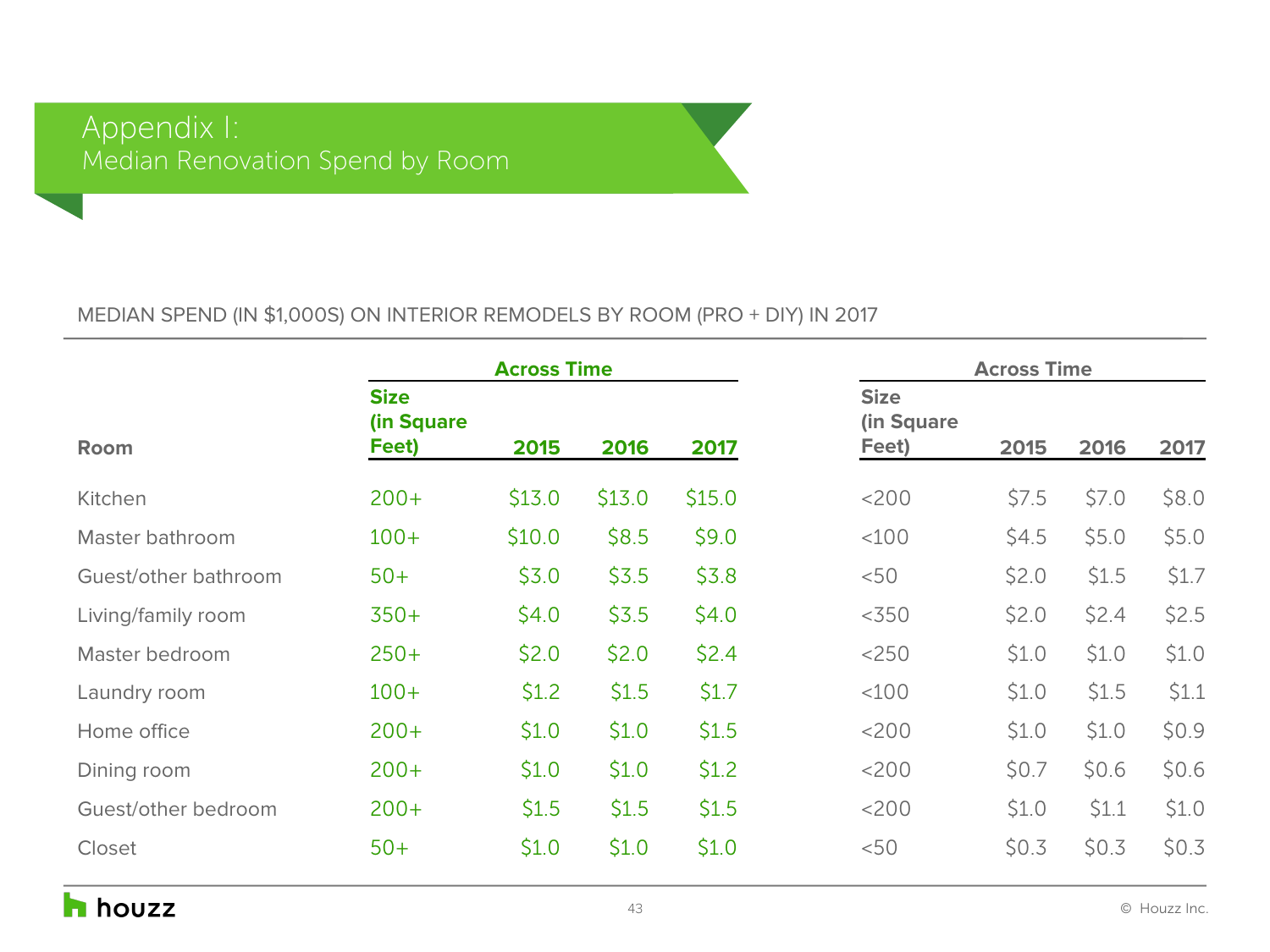# Appendix I:
## Median Renovation Spend by Room

MEDIAN SPEND (IN $1,000S) ON INTERIOR REMODELS BY ROOM (PRO + DIY) IN 2017

| Room | Across Time | | | | Across Time | | | |
|---|---|---|---|---|---|---|---|---|
| | Size (in Square Feet) | 2015 | 2016 | 2017 | Size (in Square Feet) | 2015 | 2016 | 2017 |
| Kitchen | 200+ | $13.0 | $13.0 | $15.0 | <200 | $7.5 | $7.0 | $8.0 |
| Master bathroom | 100+ | $10.0 | $8.5 | $9.0 | <100 | $4.5 | $5.0 | $5.0 |
| Guest/other bathroom | 50+ | $3.0 | $3.5 | $3.8 | <50 | $2.0 | $1.5 | $1.7 |
| Living/family room | 350+ | $4.0 | $3.5 | $4.0 | <350 | $2.0 | $2.4 | $2.5 |
| Master bedroom | 250+ | $2.0 | $2.0 | $2.4 | <250 | $1.0 | $1.0 | $1.0 |
| Laundry room | 100+ | $1.2 | $1.5 | $1.7 | <100 | $1.0 | $1.5 | $1.1 |
| Home office | 200+ | $1.0 | $1.0 | $1.5 | <200 | $1.0 | $1.0 | $0.9 |
| Dining room | 200+ | $1.0 | $1.0 | $1.2 | <200 | $0.7 | $0.6 | $0.6 |
| Guest/other bedroom | 200+ | $1.5 | $1.5 | $1.5 | <200 | $1.0 | $1.1 | $1.0 |
| Closet | 50+ | $1.0 | $1.0 | $1.0 | <50 | $0.3 | $0.3 | $0.3 |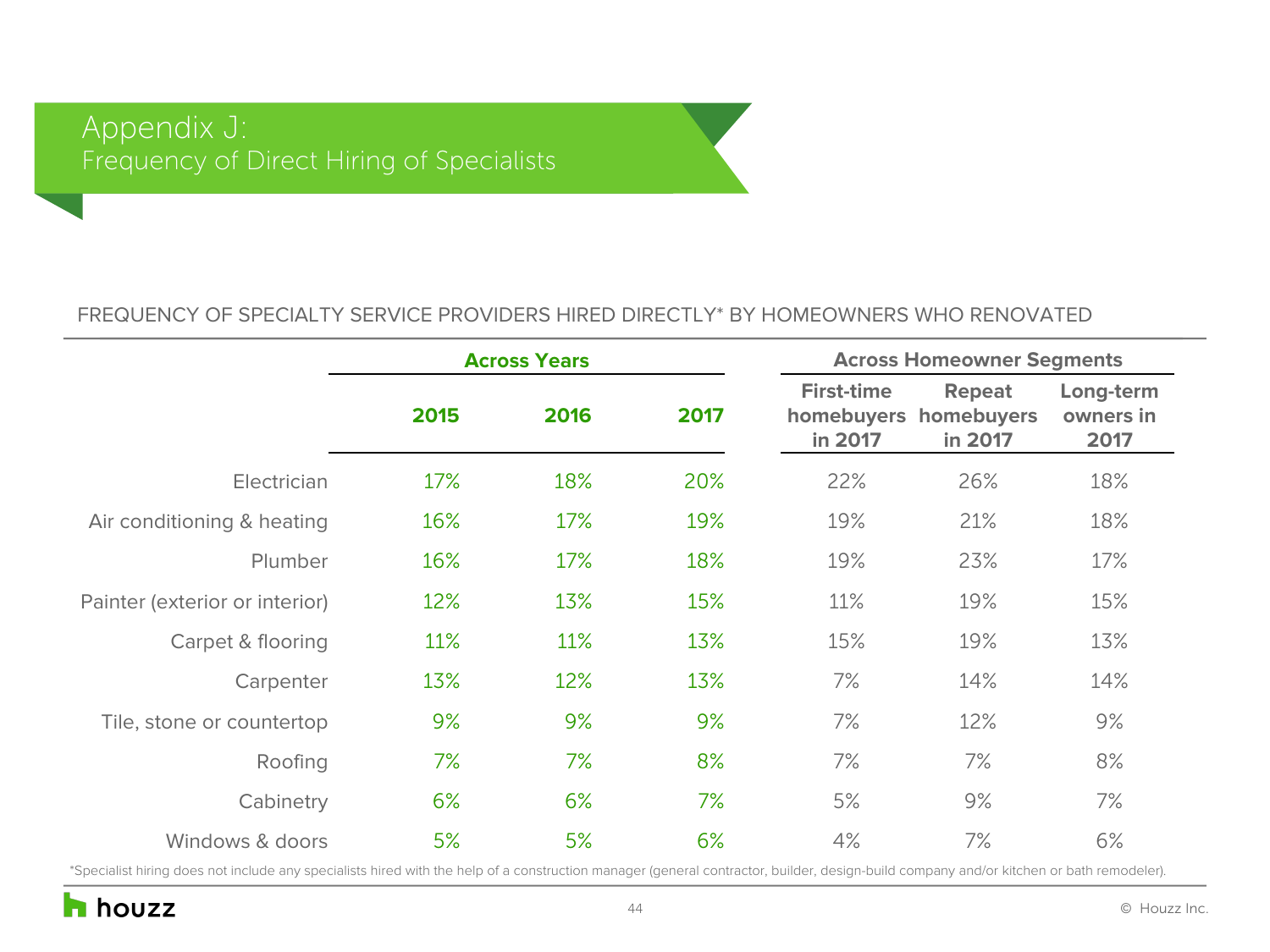# Appendix J:
## Frequency of Direct Hiring of Specialists

FREQUENCY OF SPECIALTY SERVICE PROVIDERS HIRED DIRECTLY* BY HOMEOWNERS WHO RENOVATED

| | Across Years | | | Across Homeowner Segments | | |
|---|---|---|---|---|---|---|
| | 2015 | 2016 | 2017 | First-time homebuyers in 2017 | Repeat homebuyers in 2017 | Long-term owners in 2017 |
| Electrician | 17% | 18% | 20% | 22% | 26% | 18% |
| Air conditioning & heating | 16% | 17% | 19% | 19% | 21% | 18% |
| Plumber | 16% | 17% | 18% | 19% | 23% | 17% |
| Painter (exterior or interior) | 12% | 13% | 15% | 11% | 19% | 15% |
| Carpet & flooring | 11% | 11% | 13% | 15% | 19% | 13% |
| Carpenter | 13% | 12% | 13% | 7% | 14% | 14% |
| Tile, stone or countertop | 9% | 9% | 9% | 7% | 12% | 9% |
| Roofing | 7% | 7% | 8% | 7% | 7% | 8% |
| Cabinetry | 6% | 6% | 7% | 5% | 9% | 7% |
| Windows & doors | 5% | 5% | 6% | 4% | 7% | 6% |

*Specialist hiring does not include any specialists hired with the help of a construction manager (general contractor, builder, design-build company and/or kitchen or bath remodeler).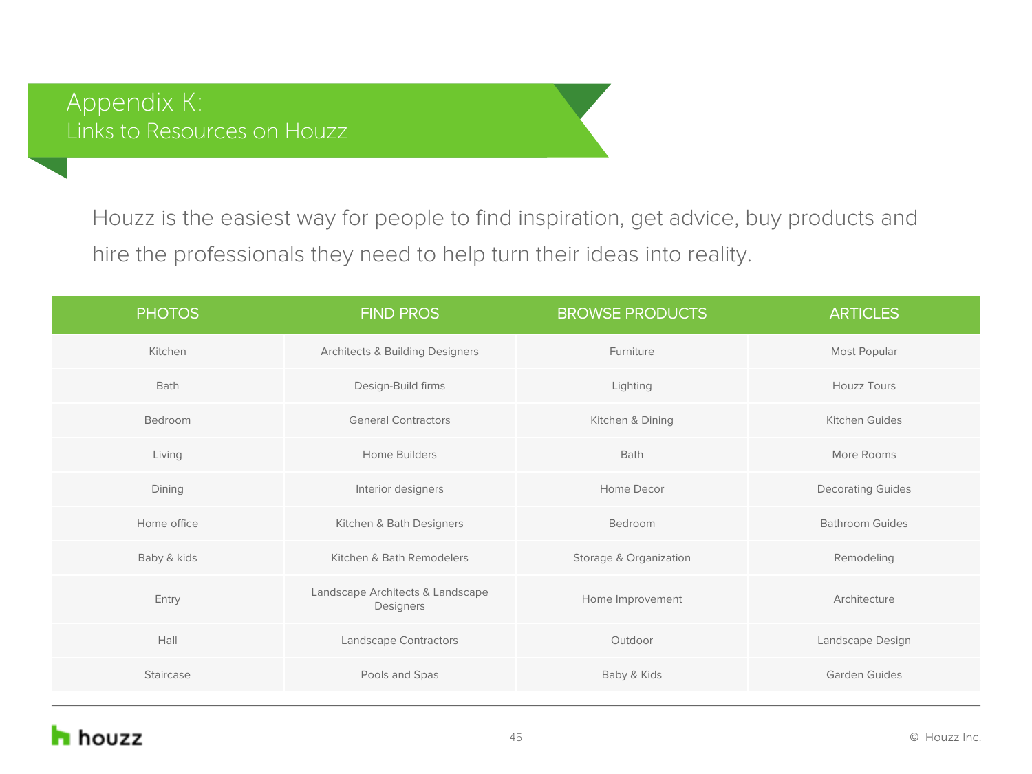# Appendix K:
## Links to Resources on Houzz

Houzz is the easiest way for people to find inspiration, get advice, buy products and hire the professionals they need to help turn their ideas into reality.

| PHOTOS | FIND PROS | BROWSE PRODUCTS | ARTICLES |
|---|---|---|---|
| Kitchen | Architects & Building Designers | Furniture | Most Popular |
| Bath | Design-Build firms | Lighting | Houzz Tours |
| Bedroom | General Contractors | Kitchen & Dining | Kitchen Guides |
| Living | Home Builders | Bath | More Rooms |
| Dining | Interior designers | Home Decor | Decorating Guides |
| Home office | Kitchen & Bath Designers | Bedroom | Bathroom Guides |
| Baby & kids | Kitchen & Bath Remodelers | Storage & Organization | Remodeling |
| Entry | Landscape Architects & Landscape Designers | Home Improvement | Architecture |
| Hall | Landscape Contractors | Outdoor | Landscape Design |
| Staircase | Pools and Spas | Baby & Kids | Garden Guides |